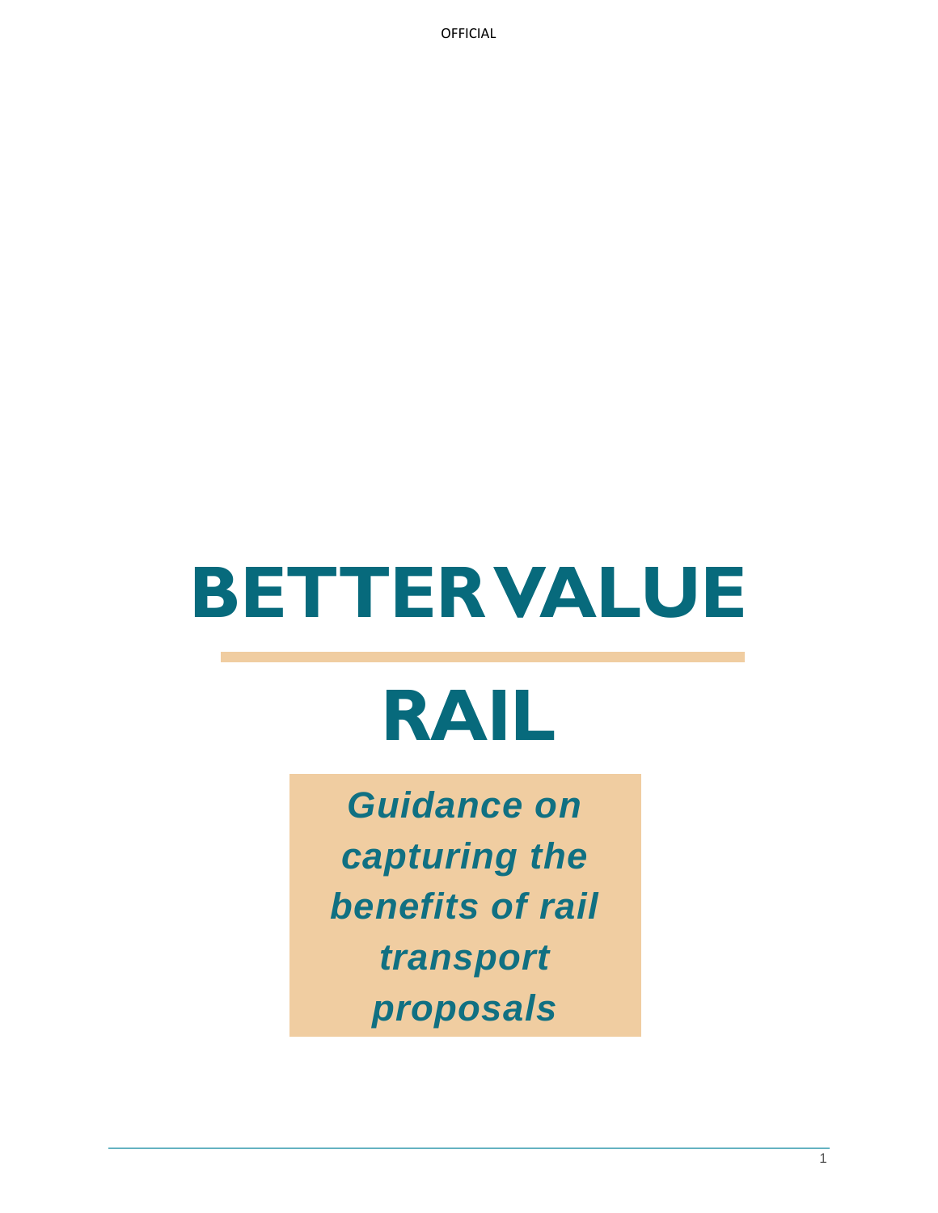# BETTER VALUE

# RAIL

***Guidance on capturing the benefits of rail transport proposals***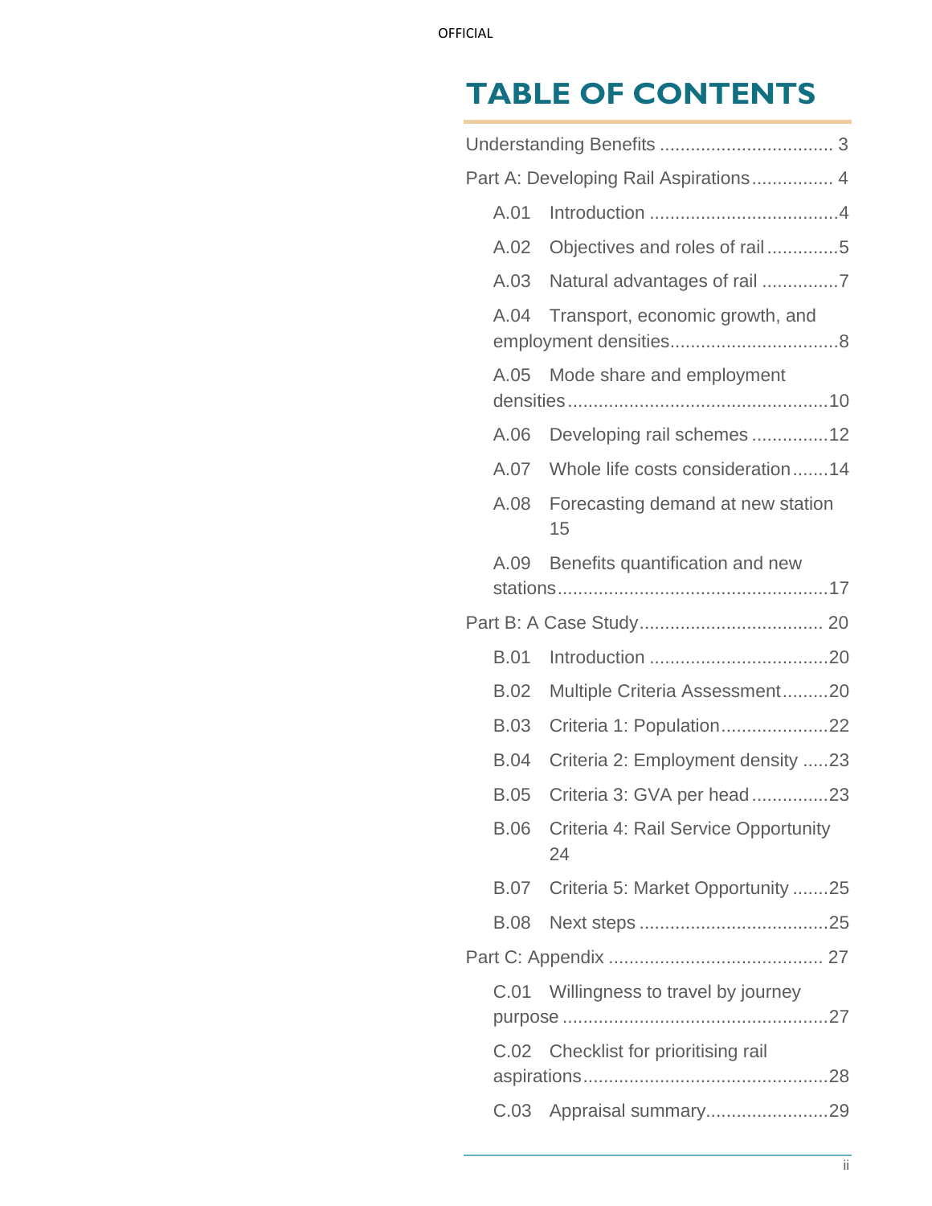# TABLE OF CONTENTS

Understanding Benefits .................................. 3

Part A: Developing Rail Aspirations................ 4

- A.01 Introduction ....................................4
- A.02 Objectives and roles of rail .............5
- A.03 Natural advantages of rail ...............7
- A.04 Transport, economic growth, and employment densities................................8
- A.05 Mode share and employment densities..................................................10
- A.06 Developing rail schemes ...............12
- A.07 Whole life costs consideration.......14
- A.08 Forecasting demand at new station 15
- A.09 Benefits quantification and new stations....................................................17

Part B: A Case Study.................................... 20

- B.01 Introduction ..................................20
- B.02 Multiple Criteria Assessment.........20
- B.03 Criteria 1: Population.....................22
- B.04 Criteria 2: Employment density .....23
- B.05 Criteria 3: GVA per head ...............23
- B.06 Criteria 4: Rail Service Opportunity 24
- B.07 Criteria 5: Market Opportunity .......25
- B.08 Next steps ....................................25

Part C: Appendix .......................................... 27

- C.01 Willingness to travel by journey purpose ...................................................27
- C.02 Checklist for prioritising rail aspirations...............................................28
- C.03 Appraisal summary........................29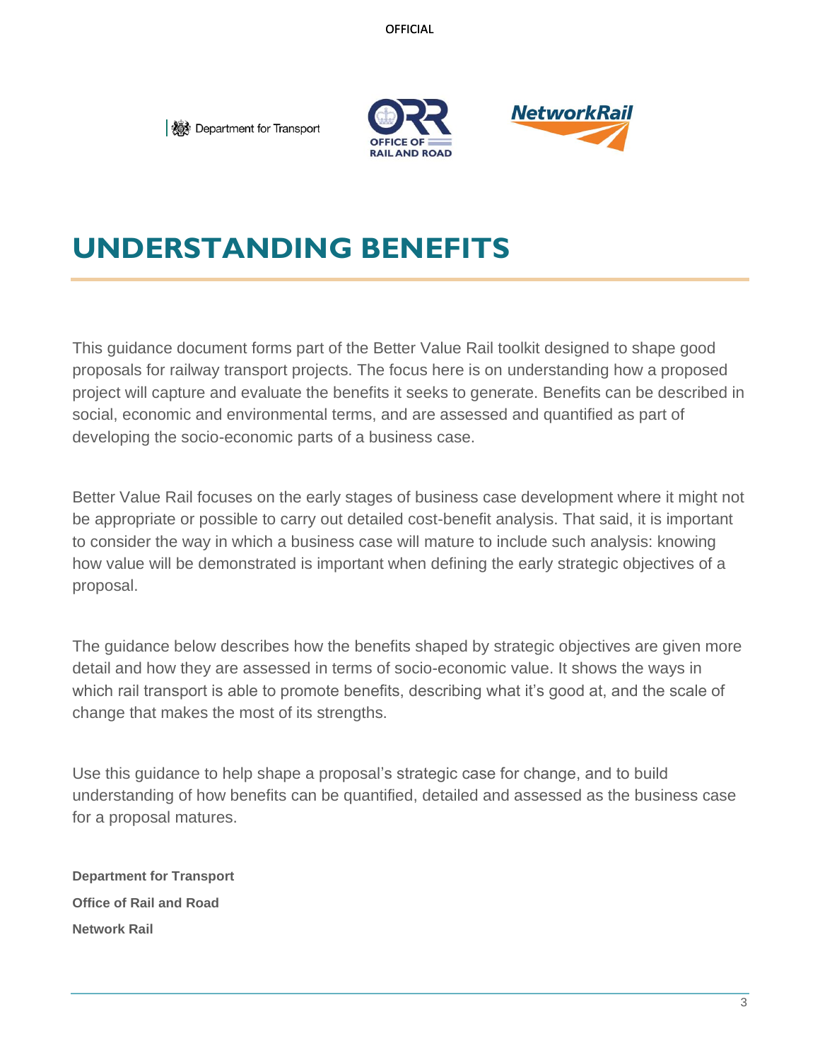# UNDERSTANDING BENEFITS

This guidance document forms part of the Better Value Rail toolkit designed to shape good proposals for railway transport projects. The focus here is on understanding how a proposed project will capture and evaluate the benefits it seeks to generate. Benefits can be described in social, economic and environmental terms, and are assessed and quantified as part of developing the socio-economic parts of a business case.

Better Value Rail focuses on the early stages of business case development where it might not be appropriate or possible to carry out detailed cost-benefit analysis. That said, it is important to consider the way in which a business case will mature to include such analysis: knowing how value will be demonstrated is important when defining the early strategic objectives of a proposal.

The guidance below describes how the benefits shaped by strategic objectives are given more detail and how they are assessed in terms of socio-economic value. It shows the ways in which rail transport is able to promote benefits, describing what it's good at, and the scale of change that makes the most of its strengths.

Use this guidance to help shape a proposal's strategic case for change, and to build understanding of how benefits can be quantified, detailed and assessed as the business case for a proposal matures.

**Department for Transport**

**Office of Rail and Road**

**Network Rail**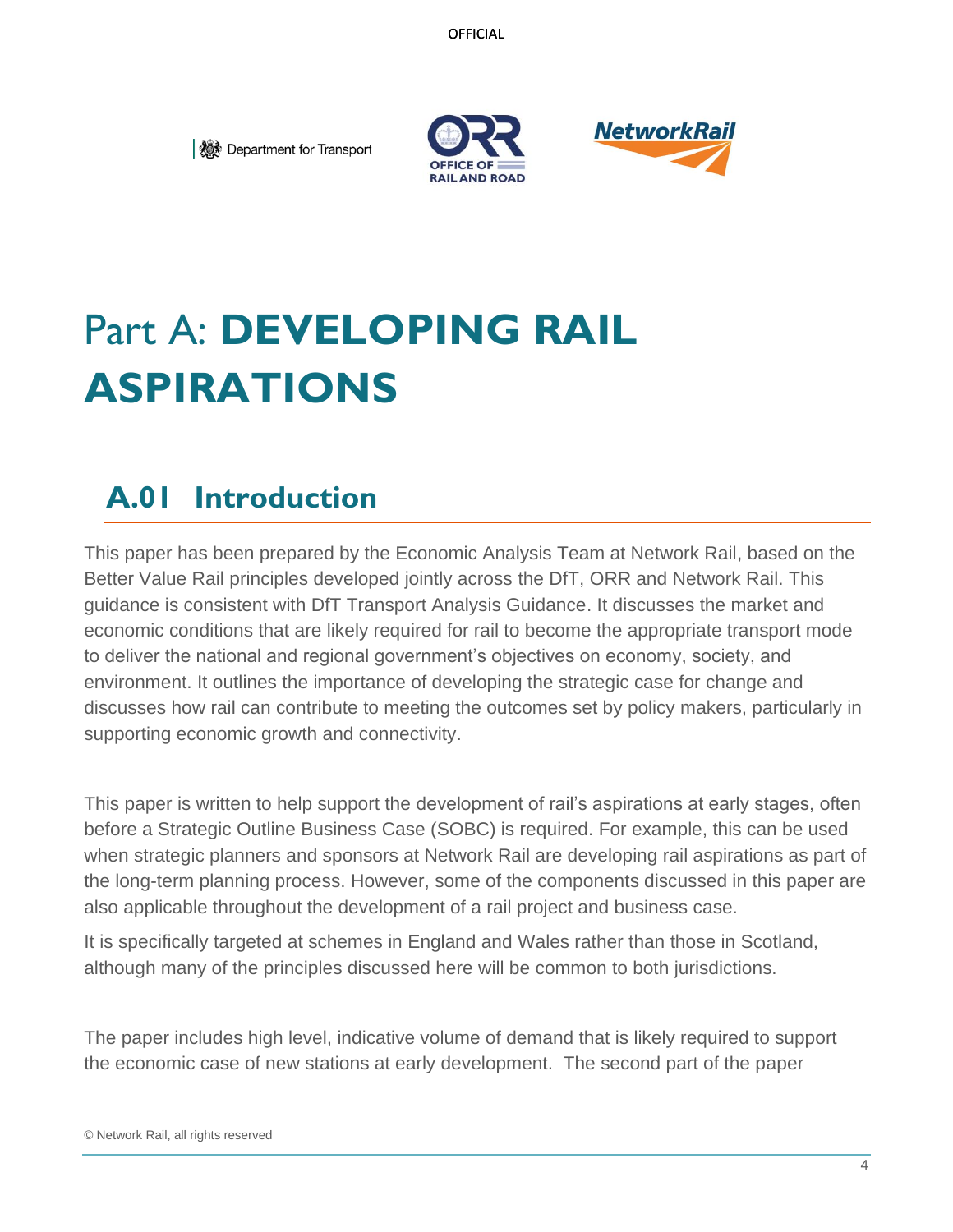# Part A: **DEVELOPING RAIL ASPIRATIONS**

## A.01 Introduction

This paper has been prepared by the Economic Analysis Team at Network Rail, based on the Better Value Rail principles developed jointly across the DfT, ORR and Network Rail. This guidance is consistent with DfT Transport Analysis Guidance. It discusses the market and economic conditions that are likely required for rail to become the appropriate transport mode to deliver the national and regional government's objectives on economy, society, and environment. It outlines the importance of developing the strategic case for change and discusses how rail can contribute to meeting the outcomes set by policy makers, particularly in supporting economic growth and connectivity.

This paper is written to help support the development of rail's aspirations at early stages, often before a Strategic Outline Business Case (SOBC) is required. For example, this can be used when strategic planners and sponsors at Network Rail are developing rail aspirations as part of the long-term planning process. However, some of the components discussed in this paper are also applicable throughout the development of a rail project and business case.

It is specifically targeted at schemes in England and Wales rather than those in Scotland, although many of the principles discussed here will be common to both jurisdictions.

The paper includes high level, indicative volume of demand that is likely required to support the economic case of new stations at early development. The second part of the paper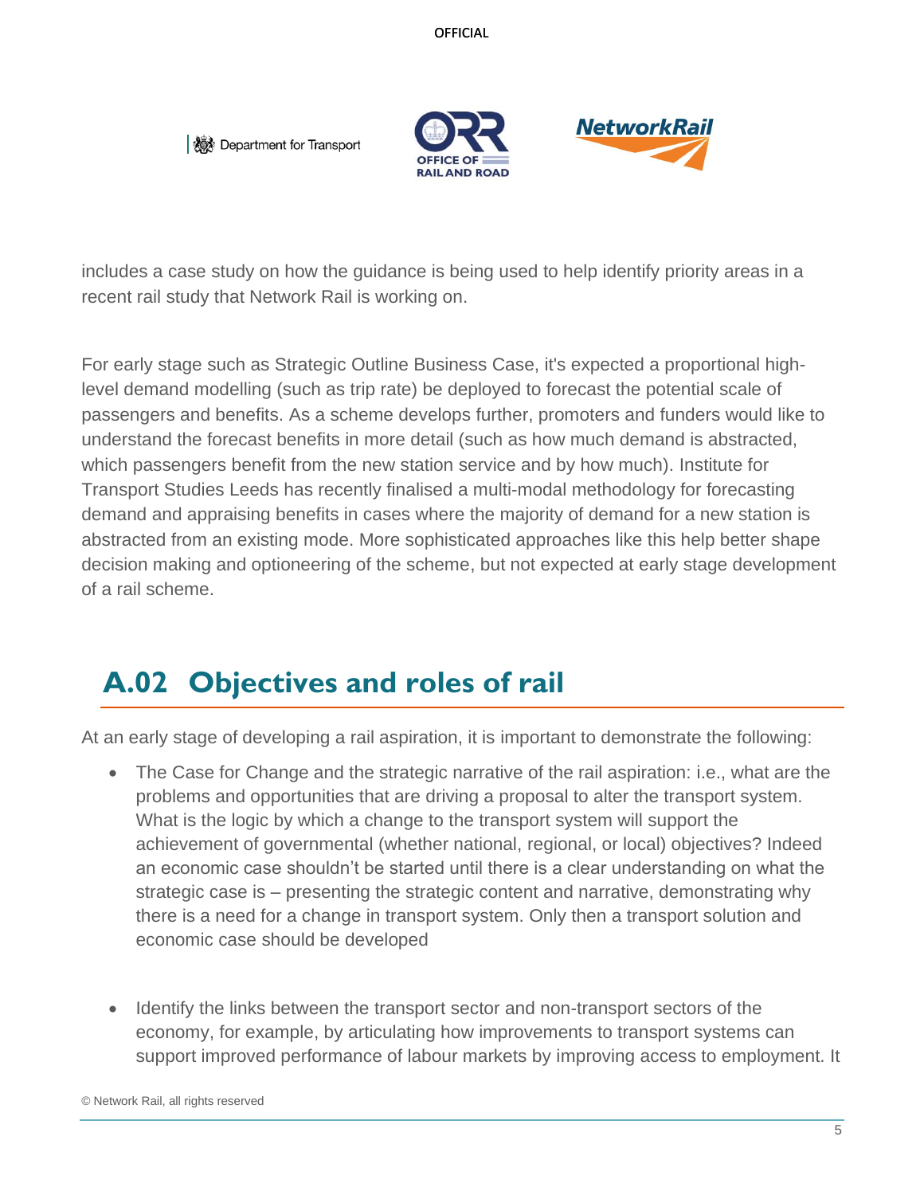includes a case study on how the guidance is being used to help identify priority areas in a recent rail study that Network Rail is working on.

For early stage such as Strategic Outline Business Case, it's expected a proportional high-level demand modelling (such as trip rate) be deployed to forecast the potential scale of passengers and benefits. As a scheme develops further, promoters and funders would like to understand the forecast benefits in more detail (such as how much demand is abstracted, which passengers benefit from the new station service and by how much). Institute for Transport Studies Leeds has recently finalised a multi-modal methodology for forecasting demand and appraising benefits in cases where the majority of demand for a new station is abstracted from an existing mode. More sophisticated approaches like this help better shape decision making and optioneering of the scheme, but not expected at early stage development of a rail scheme.

## A.02 Objectives and roles of rail

At an early stage of developing a rail aspiration, it is important to demonstrate the following:

- The Case for Change and the strategic narrative of the rail aspiration: i.e., what are the problems and opportunities that are driving a proposal to alter the transport system. What is the logic by which a change to the transport system will support the achievement of governmental (whether national, regional, or local) objectives? Indeed an economic case shouldn't be started until there is a clear understanding on what the strategic case is – presenting the strategic content and narrative, demonstrating why there is a need for a change in transport system. Only then a transport solution and economic case should be developed

- Identify the links between the transport sector and non-transport sectors of the economy, for example, by articulating how improvements to transport systems can support improved performance of labour markets by improving access to employment. It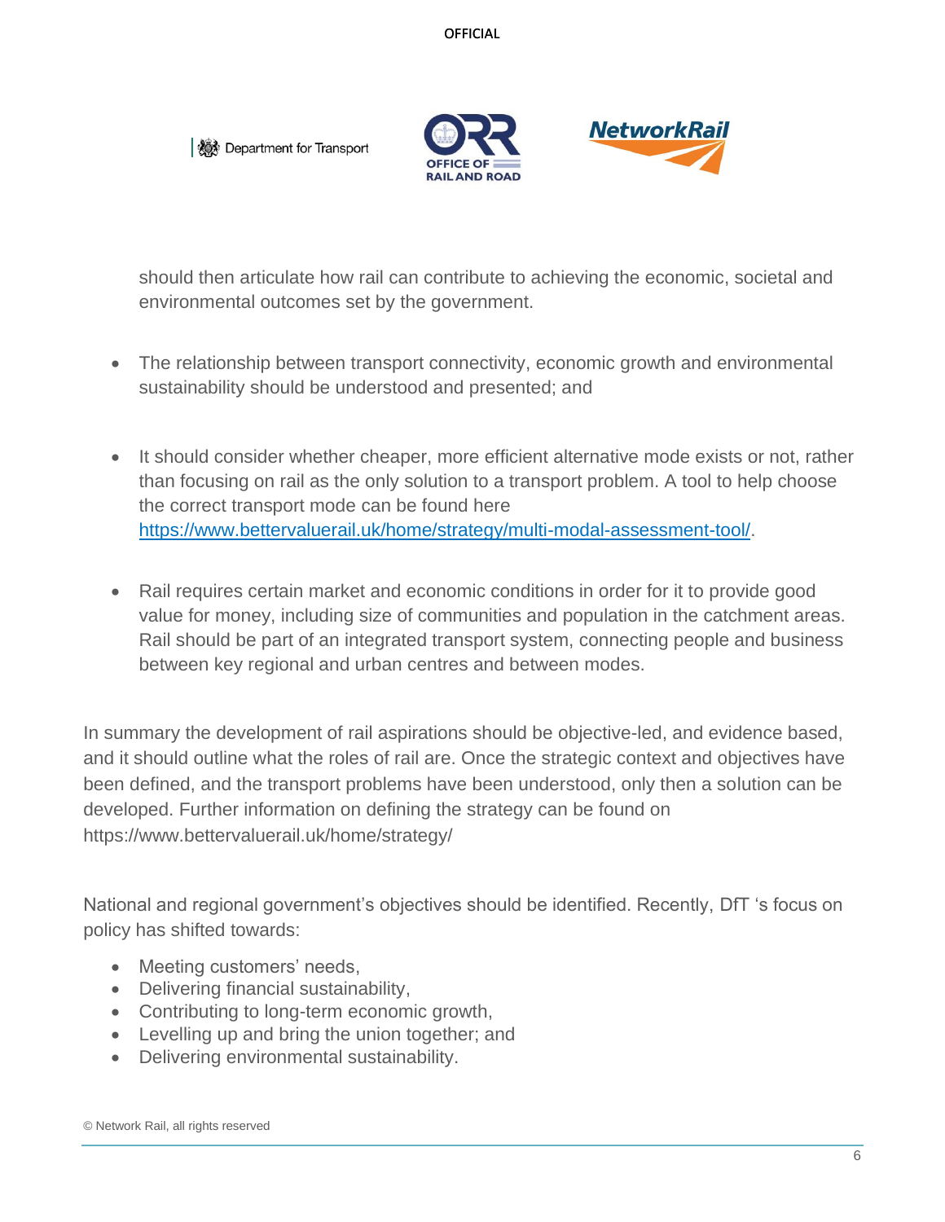should then articulate how rail can contribute to achieving the economic, societal and environmental outcomes set by the government.

- The relationship between transport connectivity, economic growth and environmental sustainability should be understood and presented; and

- It should consider whether cheaper, more efficient alternative mode exists or not, rather than focusing on rail as the only solution to a transport problem. A tool to help choose the correct transport mode can be found here https://www.bettervaluerail.uk/home/strategy/multi-modal-assessment-tool/.

- Rail requires certain market and economic conditions in order for it to provide good value for money, including size of communities and population in the catchment areas. Rail should be part of an integrated transport system, connecting people and business between key regional and urban centres and between modes.

In summary the development of rail aspirations should be objective-led, and evidence based, and it should outline what the roles of rail are. Once the strategic context and objectives have been defined, and the transport problems have been understood, only then a solution can be developed. Further information on defining the strategy can be found on https://www.bettervaluerail.uk/home/strategy/

National and regional government's objectives should be identified. Recently, DfT 's focus on policy has shifted towards:

- Meeting customers' needs,
- Delivering financial sustainability,
- Contributing to long-term economic growth,
- Levelling up and bring the union together; and
- Delivering environmental sustainability.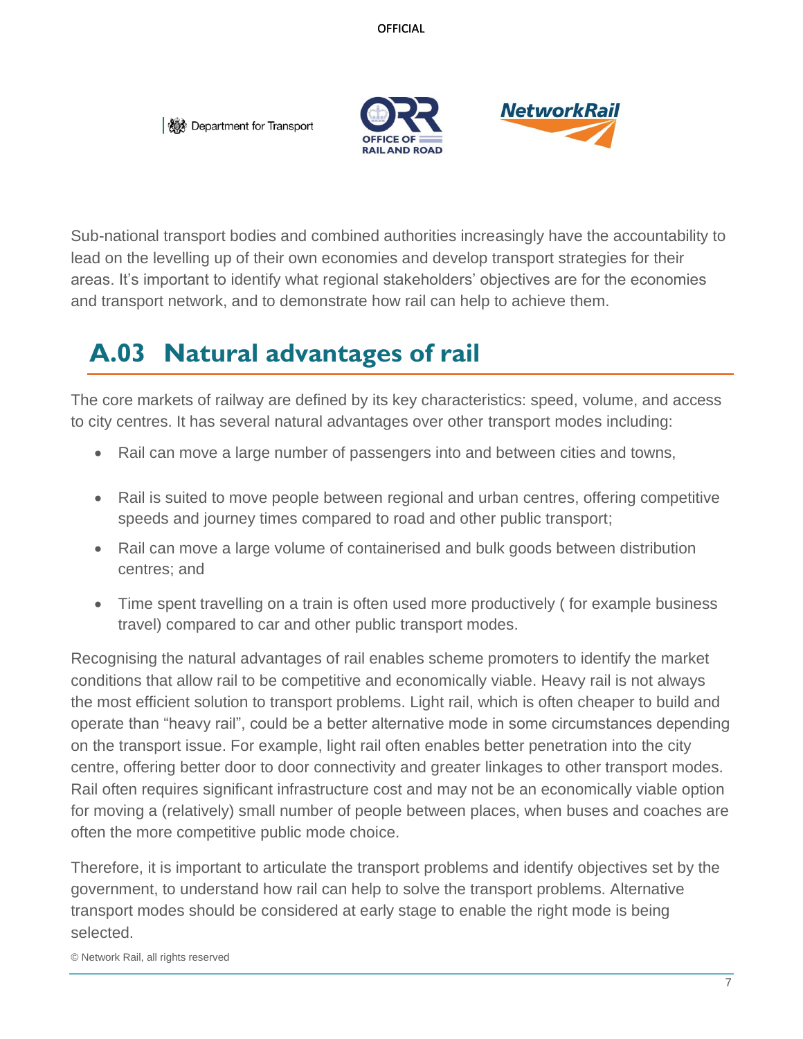Sub-national transport bodies and combined authorities increasingly have the accountability to lead on the levelling up of their own economies and develop transport strategies for their areas. It's important to identify what regional stakeholders' objectives are for the economies and transport network, and to demonstrate how rail can help to achieve them.

## A.03 Natural advantages of rail

The core markets of railway are defined by its key characteristics: speed, volume, and access to city centres. It has several natural advantages over other transport modes including:

- Rail can move a large number of passengers into and between cities and towns,
- Rail is suited to move people between regional and urban centres, offering competitive speeds and journey times compared to road and other public transport;
- Rail can move a large volume of containerised and bulk goods between distribution centres; and
- Time spent travelling on a train is often used more productively ( for example business travel) compared to car and other public transport modes.

Recognising the natural advantages of rail enables scheme promoters to identify the market conditions that allow rail to be competitive and economically viable. Heavy rail is not always the most efficient solution to transport problems. Light rail, which is often cheaper to build and operate than "heavy rail", could be a better alternative mode in some circumstances depending on the transport issue. For example, light rail often enables better penetration into the city centre, offering better door to door connectivity and greater linkages to other transport modes. Rail often requires significant infrastructure cost and may not be an economically viable option for moving a (relatively) small number of people between places, when buses and coaches are often the more competitive public mode choice.

Therefore, it is important to articulate the transport problems and identify objectives set by the government, to understand how rail can help to solve the transport problems. Alternative transport modes should be considered at early stage to enable the right mode is being selected.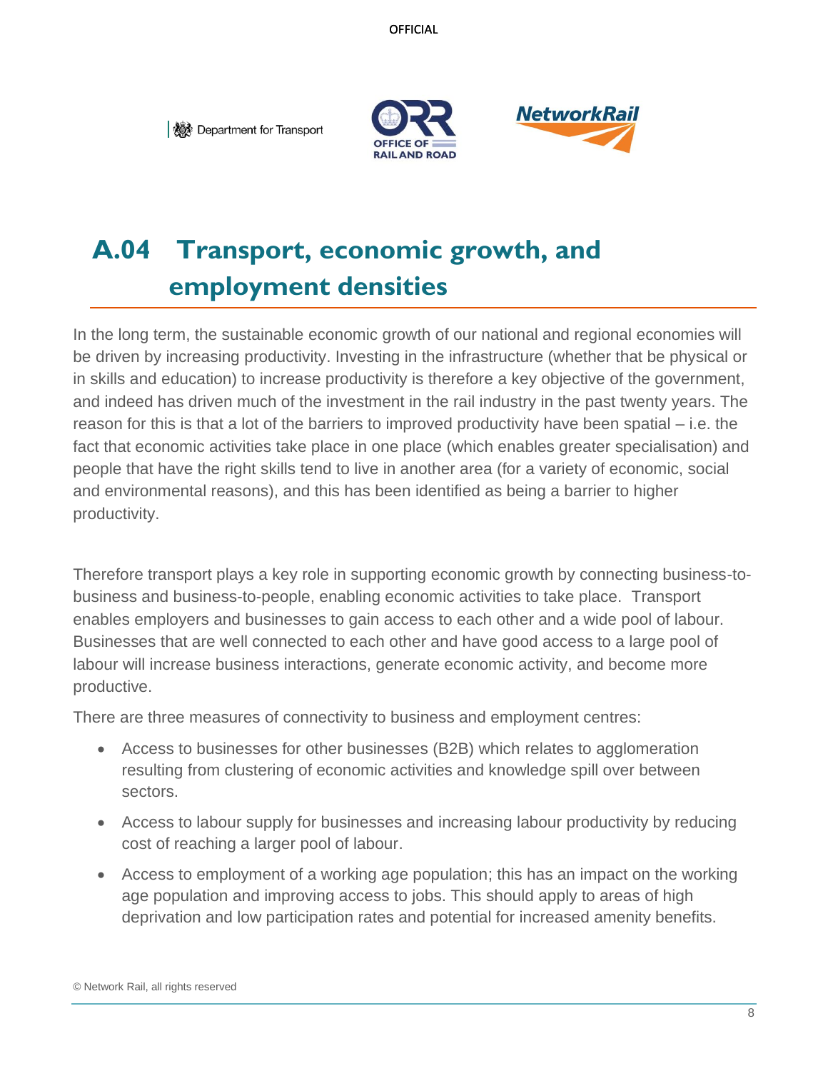# A.04 Transport, economic growth, and employment densities

In the long term, the sustainable economic growth of our national and regional economies will be driven by increasing productivity. Investing in the infrastructure (whether that be physical or in skills and education) to increase productivity is therefore a key objective of the government, and indeed has driven much of the investment in the rail industry in the past twenty years. The reason for this is that a lot of the barriers to improved productivity have been spatial – i.e. the fact that economic activities take place in one place (which enables greater specialisation) and people that have the right skills tend to live in another area (for a variety of economic, social and environmental reasons), and this has been identified as being a barrier to higher productivity.

Therefore transport plays a key role in supporting economic growth by connecting business-to-business and business-to-people, enabling economic activities to take place. Transport enables employers and businesses to gain access to each other and a wide pool of labour. Businesses that are well connected to each other and have good access to a large pool of labour will increase business interactions, generate economic activity, and become more productive.

There are three measures of connectivity to business and employment centres:

- Access to businesses for other businesses (B2B) which relates to agglomeration resulting from clustering of economic activities and knowledge spill over between sectors.
- Access to labour supply for businesses and increasing labour productivity by reducing cost of reaching a larger pool of labour.
- Access to employment of a working age population; this has an impact on the working age population and improving access to jobs. This should apply to areas of high deprivation and low participation rates and potential for increased amenity benefits.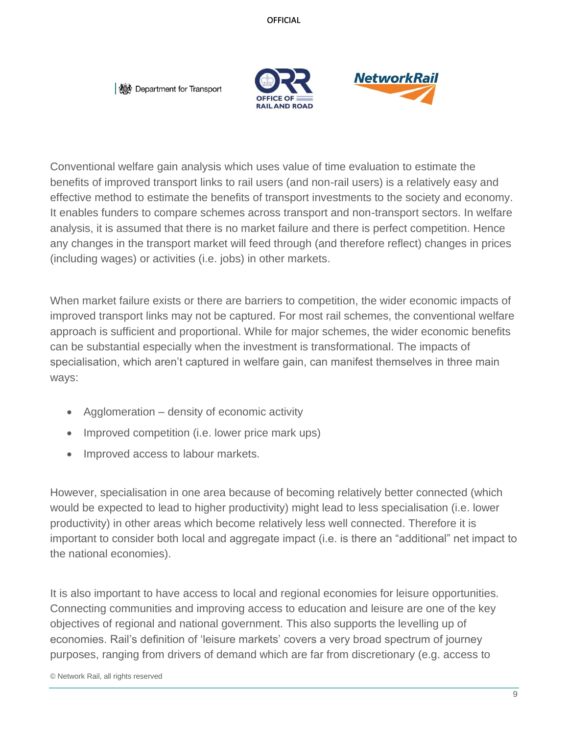Conventional welfare gain analysis which uses value of time evaluation to estimate the benefits of improved transport links to rail users (and non-rail users) is a relatively easy and effective method to estimate the benefits of transport investments to the society and economy. It enables funders to compare schemes across transport and non-transport sectors. In welfare analysis, it is assumed that there is no market failure and there is perfect competition. Hence any changes in the transport market will feed through (and therefore reflect) changes in prices (including wages) or activities (i.e. jobs) in other markets.

When market failure exists or there are barriers to competition, the wider economic impacts of improved transport links may not be captured. For most rail schemes, the conventional welfare approach is sufficient and proportional. While for major schemes, the wider economic benefits can be substantial especially when the investment is transformational. The impacts of specialisation, which aren't captured in welfare gain, can manifest themselves in three main ways:

- Agglomeration – density of economic activity
- Improved competition (i.e. lower price mark ups)
- Improved access to labour markets.

However, specialisation in one area because of becoming relatively better connected (which would be expected to lead to higher productivity) might lead to less specialisation (i.e. lower productivity) in other areas which become relatively less well connected. Therefore it is important to consider both local and aggregate impact (i.e. is there an "additional" net impact to the national economies).

It is also important to have access to local and regional economies for leisure opportunities. Connecting communities and improving access to education and leisure are one of the key objectives of regional and national government. This also supports the levelling up of economies. Rail's definition of 'leisure markets' covers a very broad spectrum of journey purposes, ranging from drivers of demand which are far from discretionary (e.g. access to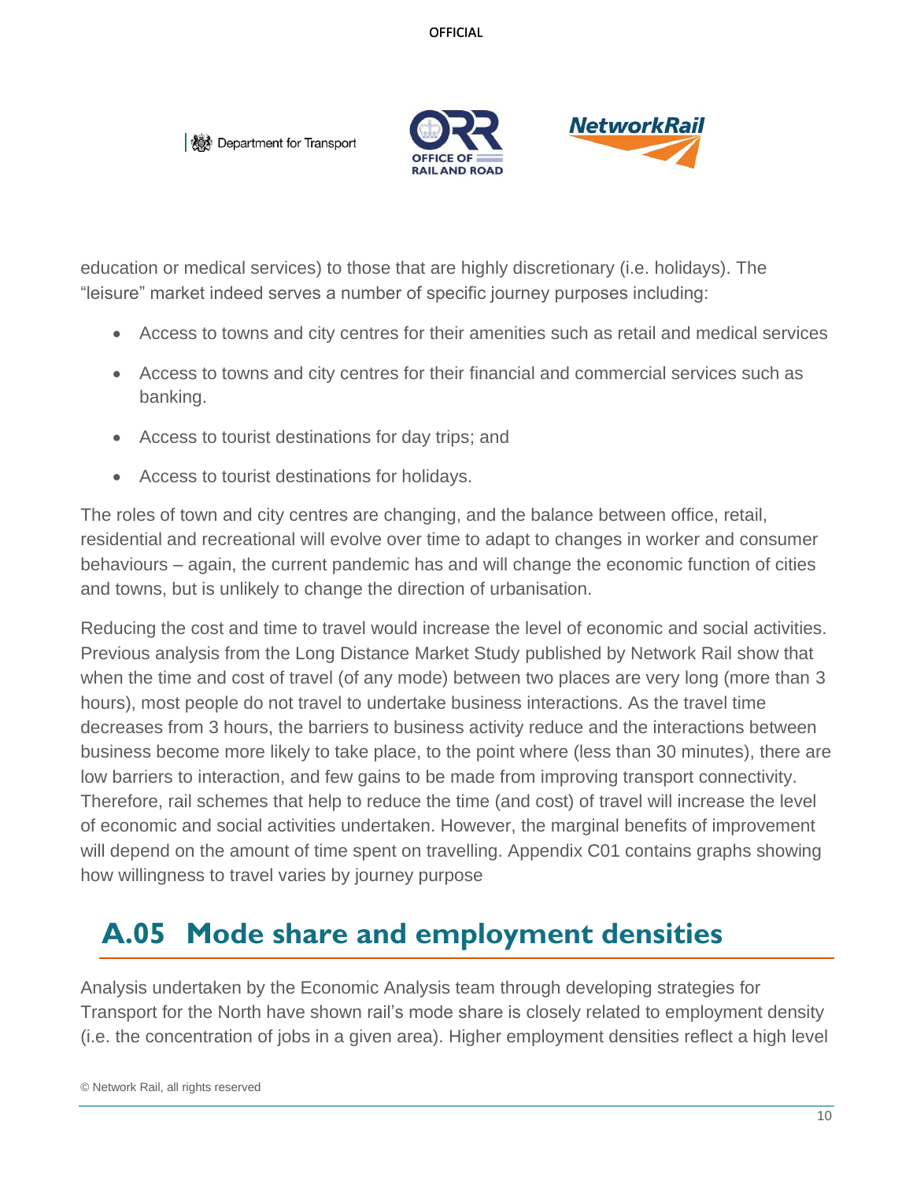education or medical services) to those that are highly discretionary (i.e. holidays). The "leisure" market indeed serves a number of specific journey purposes including:

- Access to towns and city centres for their amenities such as retail and medical services
- Access to towns and city centres for their financial and commercial services such as banking.
- Access to tourist destinations for day trips; and
- Access to tourist destinations for holidays.

The roles of town and city centres are changing, and the balance between office, retail, residential and recreational will evolve over time to adapt to changes in worker and consumer behaviours – again, the current pandemic has and will change the economic function of cities and towns, but is unlikely to change the direction of urbanisation.

Reducing the cost and time to travel would increase the level of economic and social activities. Previous analysis from the Long Distance Market Study published by Network Rail show that when the time and cost of travel (of any mode) between two places are very long (more than 3 hours), most people do not travel to undertake business interactions. As the travel time decreases from 3 hours, the barriers to business activity reduce and the interactions between business become more likely to take place, to the point where (less than 30 minutes), there are low barriers to interaction, and few gains to be made from improving transport connectivity. Therefore, rail schemes that help to reduce the time (and cost) of travel will increase the level of economic and social activities undertaken. However, the marginal benefits of improvement will depend on the amount of time spent on travelling. Appendix C01 contains graphs showing how willingness to travel varies by journey purpose

## A.05 Mode share and employment densities

Analysis undertaken by the Economic Analysis team through developing strategies for Transport for the North have shown rail's mode share is closely related to employment density (i.e. the concentration of jobs in a given area). Higher employment densities reflect a high level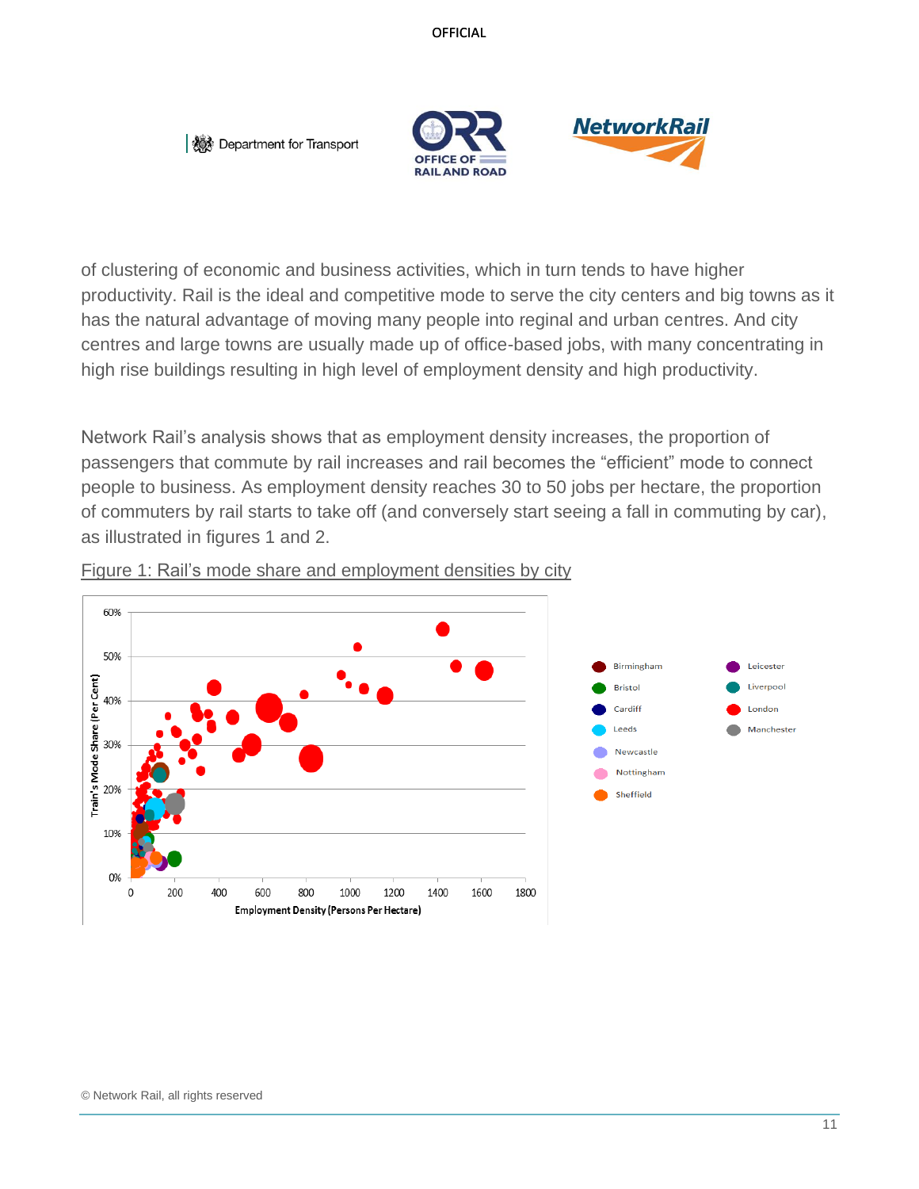of clustering of economic and business activities, which in turn tends to have higher productivity. Rail is the ideal and competitive mode to serve the city centers and big towns as it has the natural advantage of moving many people into reginal and urban centres. And city centres and large towns are usually made up of office-based jobs, with many concentrating in high rise buildings resulting in high level of employment density and high productivity.

Network Rail's analysis shows that as employment density increases, the proportion of passengers that commute by rail increases and rail becomes the "efficient" mode to connect people to business. As employment density reaches 30 to 50 jobs per hectare, the proportion of commuters by rail starts to take off (and conversely start seeing a fall in commuting by car), as illustrated in figures 1 and 2.

Figure 1: Rail's mode share and employment densities by city

© Network Rail, all rights reserved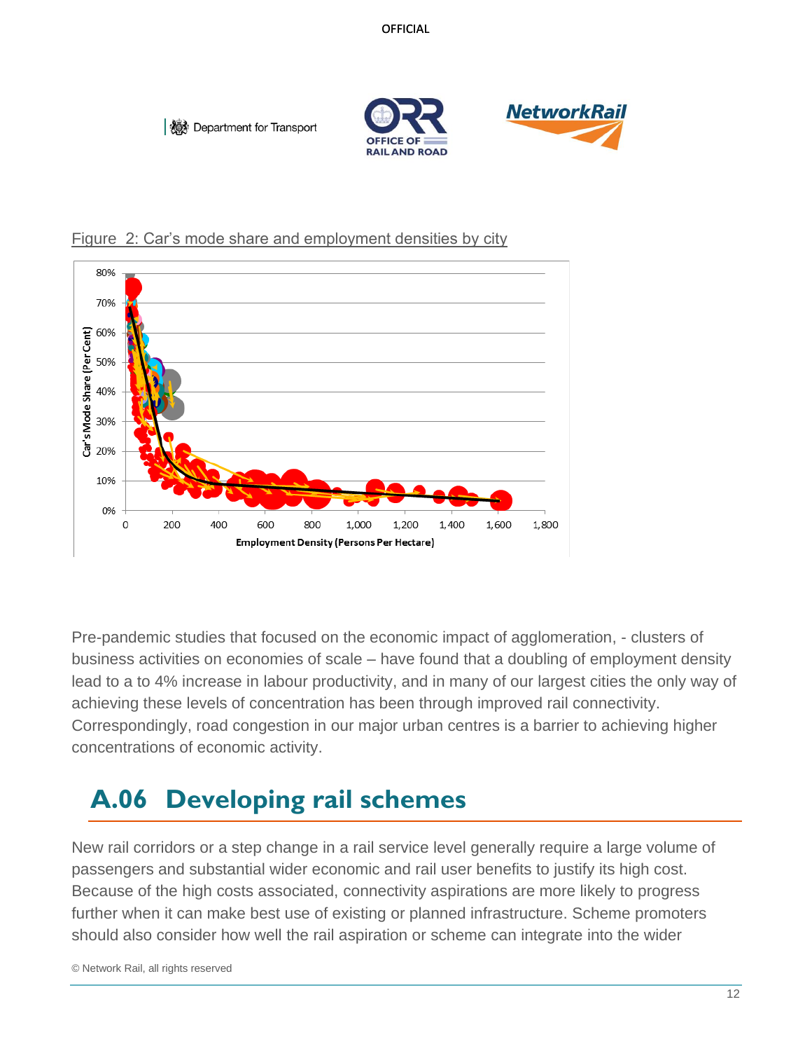Figure 2: Car's mode share and employment densities by city

Pre-pandemic studies that focused on the economic impact of agglomeration, - clusters of business activities on economies of scale – have found that a doubling of employment density lead to a to 4% increase in labour productivity, and in many of our largest cities the only way of achieving these levels of concentration has been through improved rail connectivity. Correspondingly, road congestion in our major urban centres is a barrier to achieving higher concentrations of economic activity.

## A.06 Developing rail schemes

New rail corridors or a step change in a rail service level generally require a large volume of passengers and substantial wider economic and rail user benefits to justify its high cost. Because of the high costs associated, connectivity aspirations are more likely to progress further when it can make best use of existing or planned infrastructure. Scheme promoters should also consider how well the rail aspiration or scheme can integrate into the wider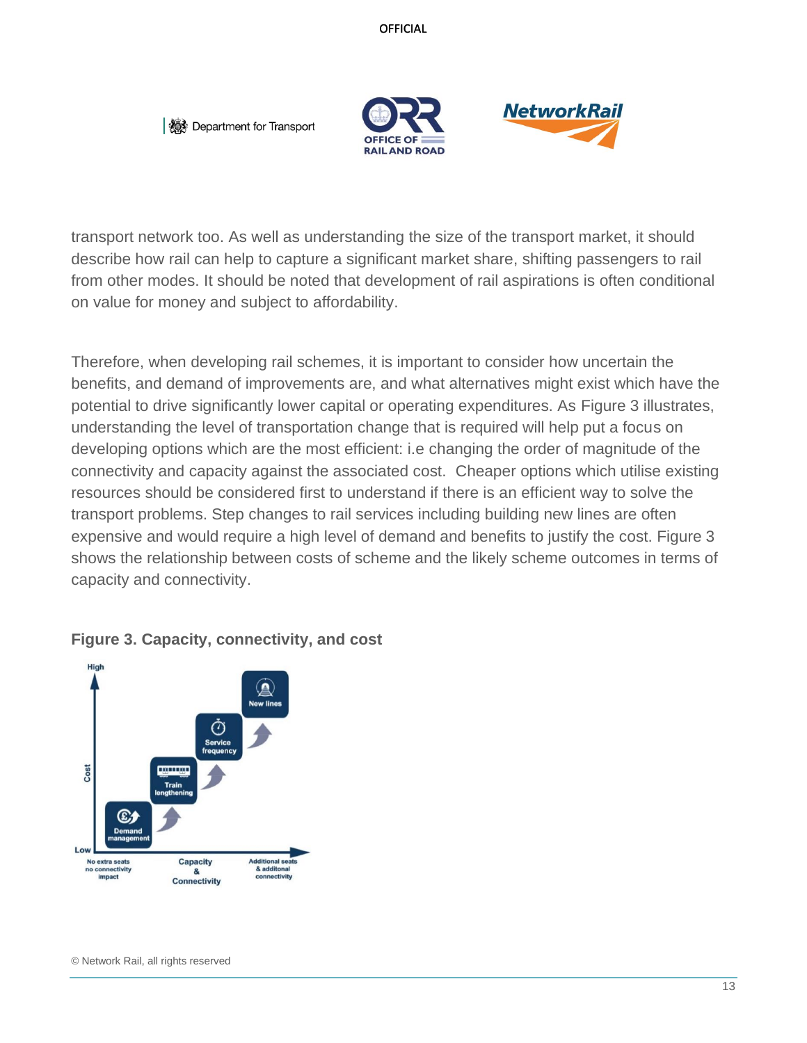transport network too. As well as understanding the size of the transport market, it should describe how rail can help to capture a significant market share, shifting passengers to rail from other modes. It should be noted that development of rail aspirations is often conditional on value for money and subject to affordability.

Therefore, when developing rail schemes, it is important to consider how uncertain the benefits, and demand of improvements are, and what alternatives might exist which have the potential to drive significantly lower capital or operating expenditures. As Figure 3 illustrates, understanding the level of transportation change that is required will help put a focus on developing options which are the most efficient: i.e changing the order of magnitude of the connectivity and capacity against the associated cost. Cheaper options which utilise existing resources should be considered first to understand if there is an efficient way to solve the transport problems. Step changes to rail services including building new lines are often expensive and would require a high level of demand and benefits to justify the cost. Figure 3 shows the relationship between costs of scheme and the likely scheme outcomes in terms of capacity and connectivity.

**Figure 3. Capacity, connectivity, and cost**

© Network Rail, all rights reserved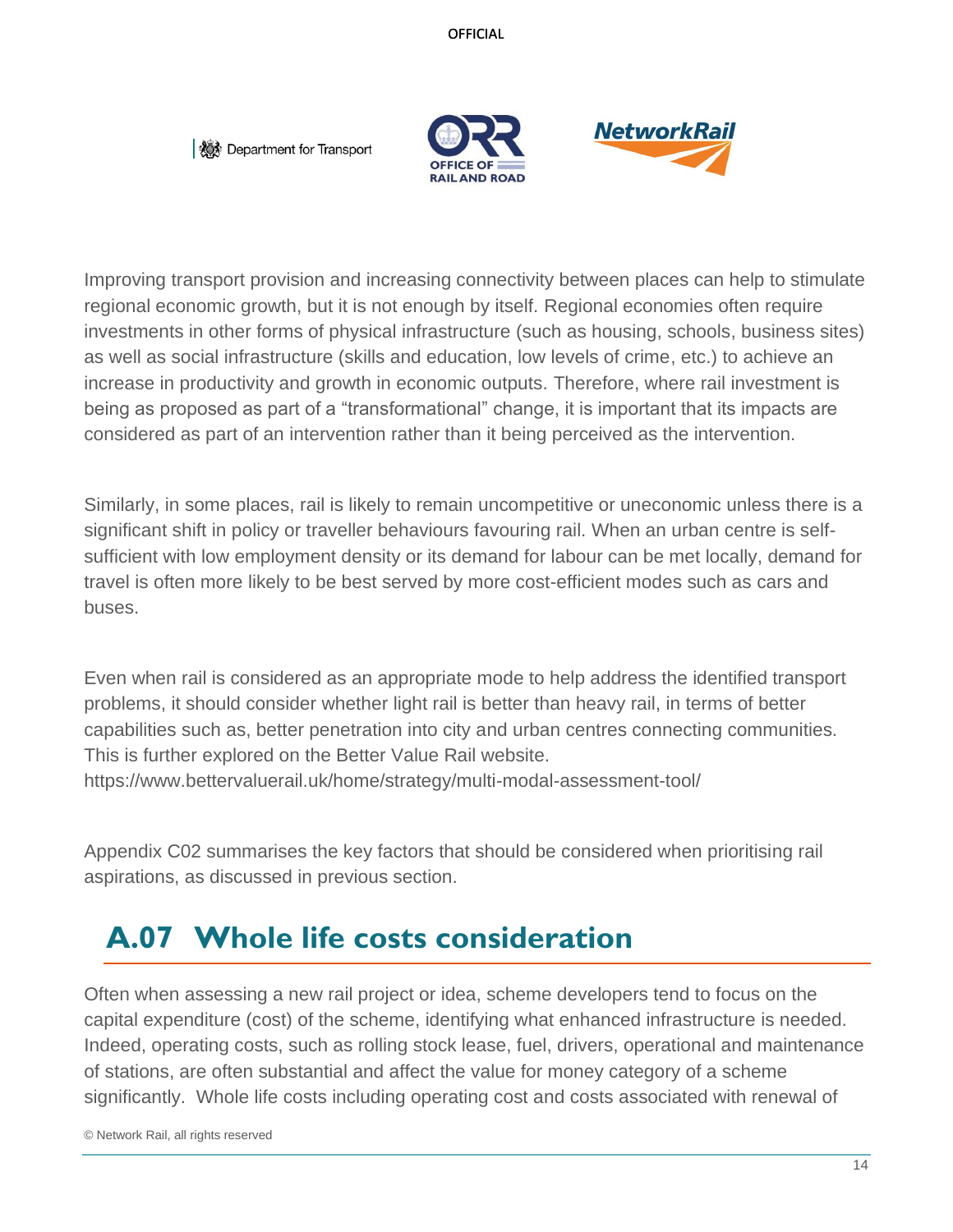Improving transport provision and increasing connectivity between places can help to stimulate regional economic growth, but it is not enough by itself. Regional economies often require investments in other forms of physical infrastructure (such as housing, schools, business sites) as well as social infrastructure (skills and education, low levels of crime, etc.) to achieve an increase in productivity and growth in economic outputs. Therefore, where rail investment is being as proposed as part of a "transformational" change, it is important that its impacts are considered as part of an intervention rather than it being perceived as the intervention.

Similarly, in some places, rail is likely to remain uncompetitive or uneconomic unless there is a significant shift in policy or traveller behaviours favouring rail. When an urban centre is self-sufficient with low employment density or its demand for labour can be met locally, demand for travel is often more likely to be best served by more cost-efficient modes such as cars and buses.

Even when rail is considered as an appropriate mode to help address the identified transport problems, it should consider whether light rail is better than heavy rail, in terms of better capabilities such as, better penetration into city and urban centres connecting communities. This is further explored on the Better Value Rail website.
https://www.bettervaluerail.uk/home/strategy/multi-modal-assessment-tool/

Appendix C02 summarises the key factors that should be considered when prioritising rail aspirations, as discussed in previous section.

## A.07 Whole life costs consideration

Often when assessing a new rail project or idea, scheme developers tend to focus on the capital expenditure (cost) of the scheme, identifying what enhanced infrastructure is needed. Indeed, operating costs, such as rolling stock lease, fuel, drivers, operational and maintenance of stations, are often substantial and affect the value for money category of a scheme significantly. Whole life costs including operating cost and costs associated with renewal of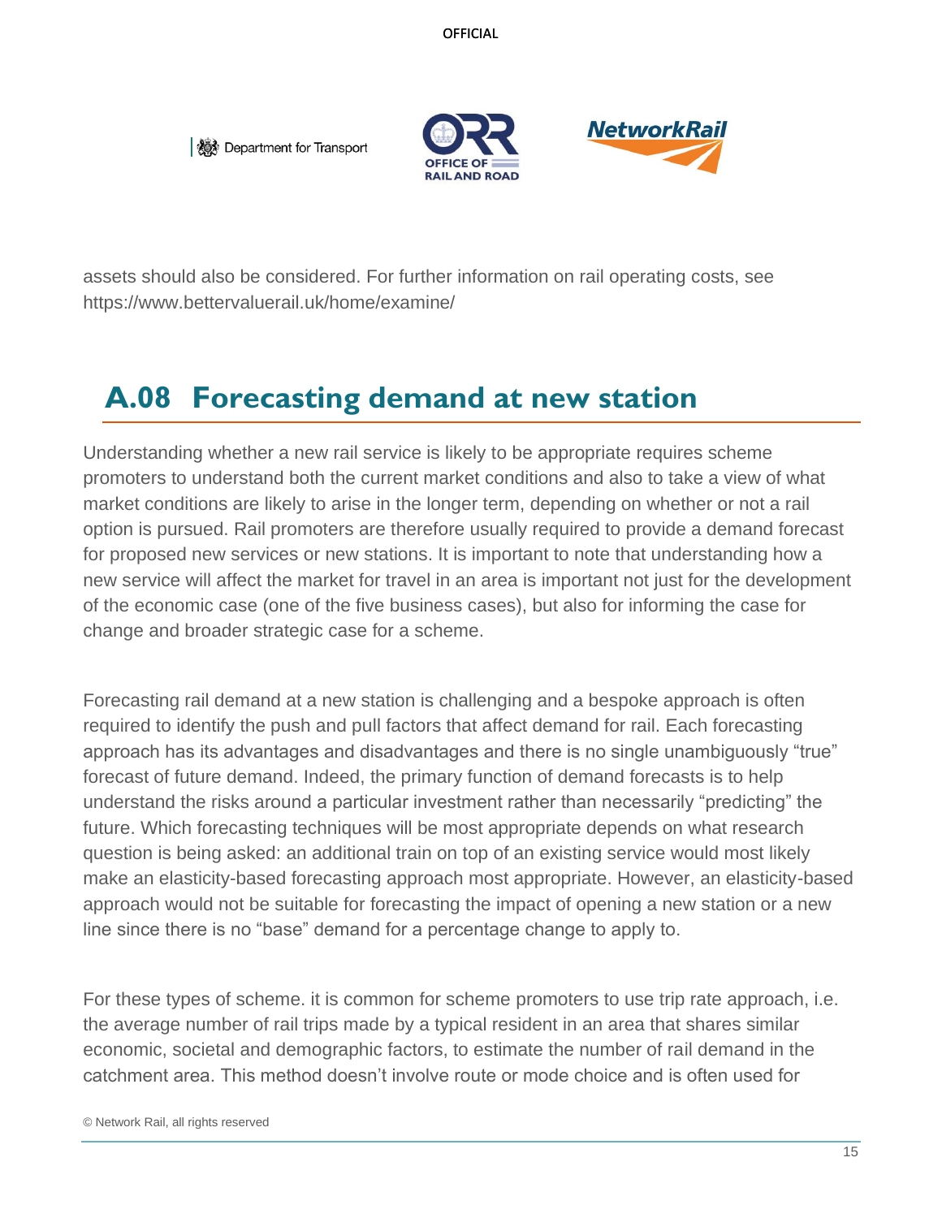assets should also be considered. For further information on rail operating costs, see https://www.bettervaluerail.uk/home/examine/

## A.08 Forecasting demand at new station

Understanding whether a new rail service is likely to be appropriate requires scheme promoters to understand both the current market conditions and also to take a view of what market conditions are likely to arise in the longer term, depending on whether or not a rail option is pursued. Rail promoters are therefore usually required to provide a demand forecast for proposed new services or new stations. It is important to note that understanding how a new service will affect the market for travel in an area is important not just for the development of the economic case (one of the five business cases), but also for informing the case for change and broader strategic case for a scheme.

Forecasting rail demand at a new station is challenging and a bespoke approach is often required to identify the push and pull factors that affect demand for rail. Each forecasting approach has its advantages and disadvantages and there is no single unambiguously "true" forecast of future demand. Indeed, the primary function of demand forecasts is to help understand the risks around a particular investment rather than necessarily "predicting" the future. Which forecasting techniques will be most appropriate depends on what research question is being asked: an additional train on top of an existing service would most likely make an elasticity-based forecasting approach most appropriate. However, an elasticity-based approach would not be suitable for forecasting the impact of opening a new station or a new line since there is no "base" demand for a percentage change to apply to.

For these types of scheme. it is common for scheme promoters to use trip rate approach, i.e. the average number of rail trips made by a typical resident in an area that shares similar economic, societal and demographic factors, to estimate the number of rail demand in the catchment area. This method doesn't involve route or mode choice and is often used for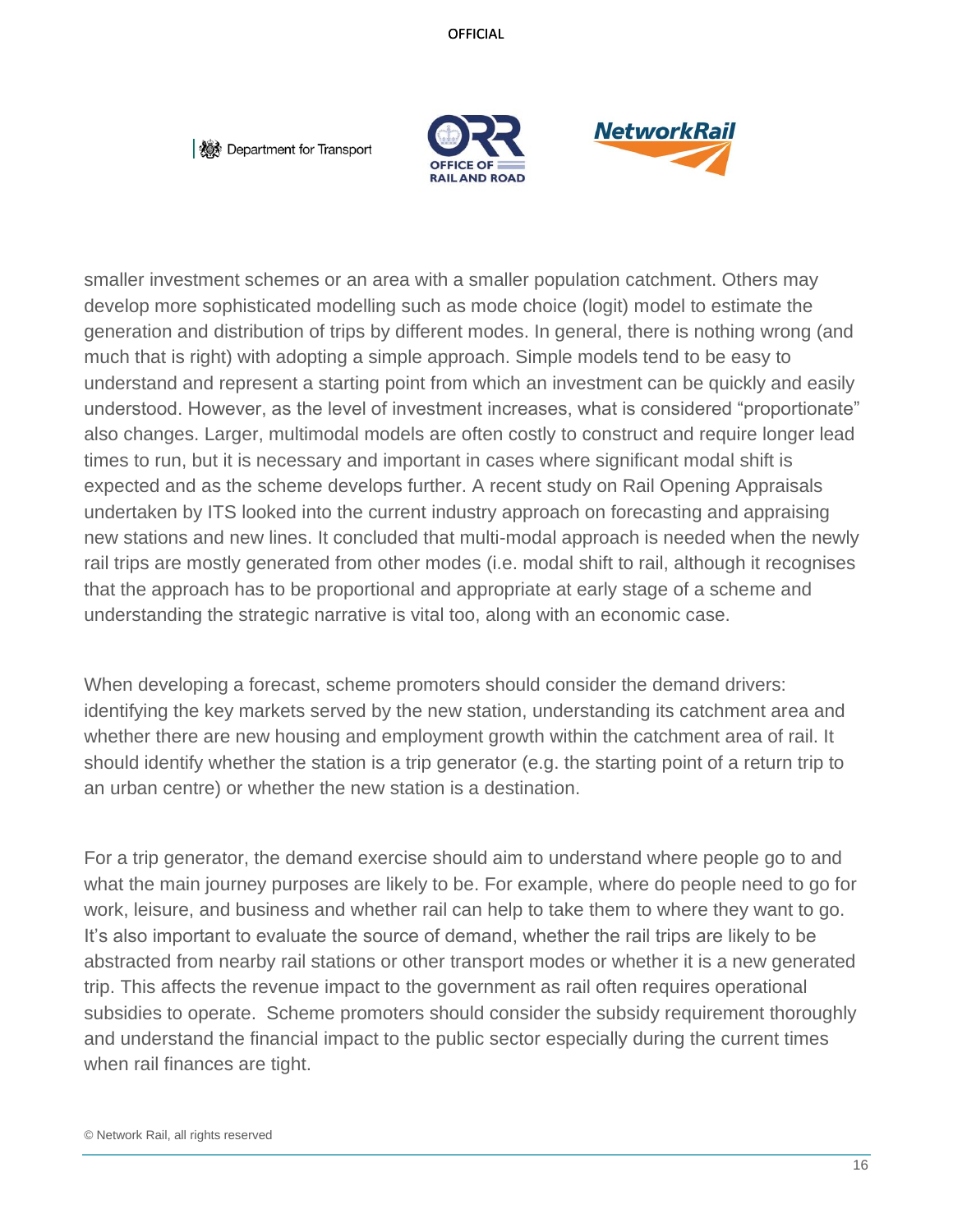smaller investment schemes or an area with a smaller population catchment. Others may develop more sophisticated modelling such as mode choice (logit) model to estimate the generation and distribution of trips by different modes. In general, there is nothing wrong (and much that is right) with adopting a simple approach. Simple models tend to be easy to understand and represent a starting point from which an investment can be quickly and easily understood. However, as the level of investment increases, what is considered "proportionate" also changes. Larger, multimodal models are often costly to construct and require longer lead times to run, but it is necessary and important in cases where significant modal shift is expected and as the scheme develops further. A recent study on Rail Opening Appraisals undertaken by ITS looked into the current industry approach on forecasting and appraising new stations and new lines. It concluded that multi-modal approach is needed when the newly rail trips are mostly generated from other modes (i.e. modal shift to rail, although it recognises that the approach has to be proportional and appropriate at early stage of a scheme and understanding the strategic narrative is vital too, along with an economic case.

When developing a forecast, scheme promoters should consider the demand drivers: identifying the key markets served by the new station, understanding its catchment area and whether there are new housing and employment growth within the catchment area of rail. It should identify whether the station is a trip generator (e.g. the starting point of a return trip to an urban centre) or whether the new station is a destination.

For a trip generator, the demand exercise should aim to understand where people go to and what the main journey purposes are likely to be. For example, where do people need to go for work, leisure, and business and whether rail can help to take them to where they want to go. It's also important to evaluate the source of demand, whether the rail trips are likely to be abstracted from nearby rail stations or other transport modes or whether it is a new generated trip. This affects the revenue impact to the government as rail often requires operational subsidies to operate. Scheme promoters should consider the subsidy requirement thoroughly and understand the financial impact to the public sector especially during the current times when rail finances are tight.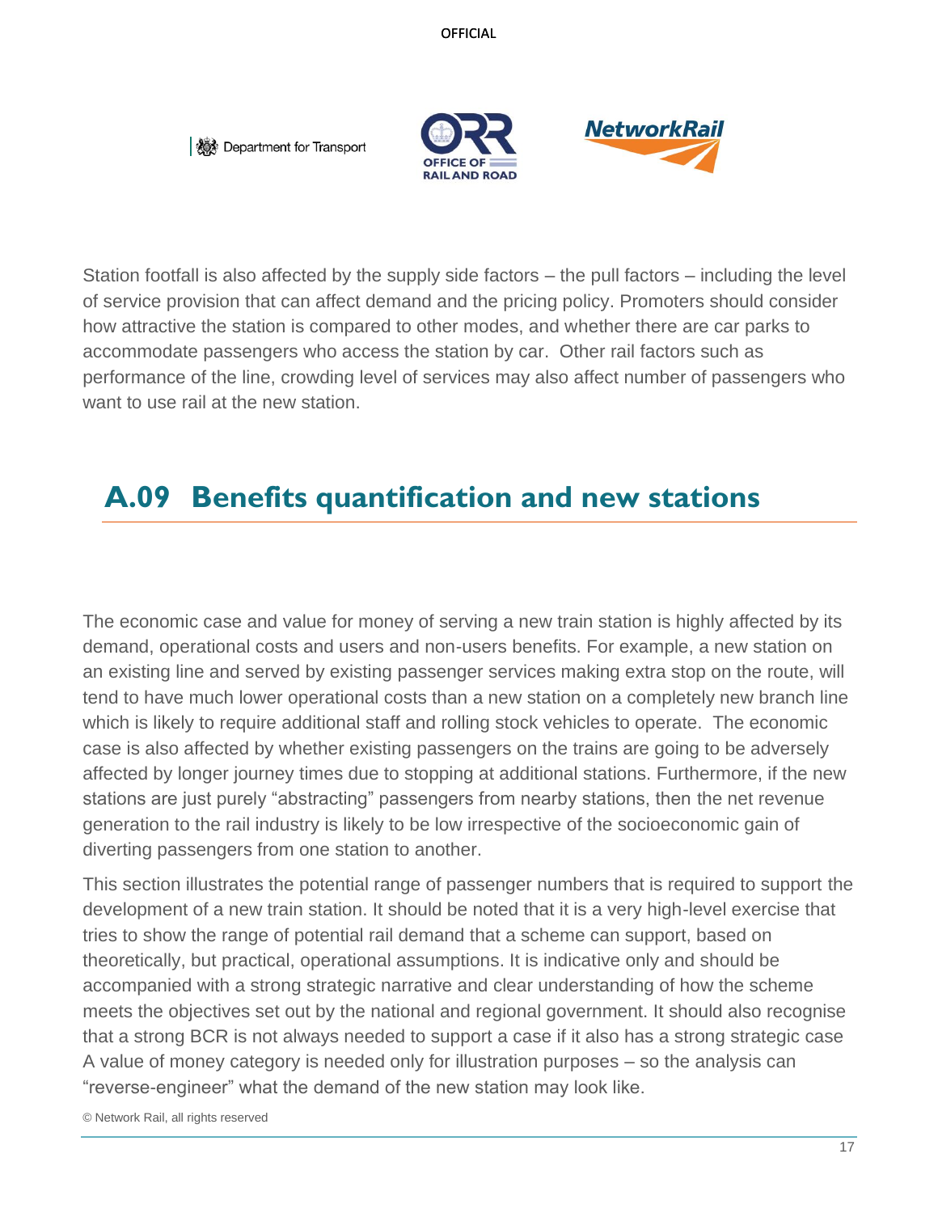Station footfall is also affected by the supply side factors – the pull factors – including the level of service provision that can affect demand and the pricing policy. Promoters should consider how attractive the station is compared to other modes, and whether there are car parks to accommodate passengers who access the station by car. Other rail factors such as performance of the line, crowding level of services may also affect number of passengers who want to use rail at the new station.

## A.09 Benefits quantification and new stations

The economic case and value for money of serving a new train station is highly affected by its demand, operational costs and users and non-users benefits. For example, a new station on an existing line and served by existing passenger services making extra stop on the route, will tend to have much lower operational costs than a new station on a completely new branch line which is likely to require additional staff and rolling stock vehicles to operate. The economic case is also affected by whether existing passengers on the trains are going to be adversely affected by longer journey times due to stopping at additional stations. Furthermore, if the new stations are just purely “abstracting” passengers from nearby stations, then the net revenue generation to the rail industry is likely to be low irrespective of the socioeconomic gain of diverting passengers from one station to another.

This section illustrates the potential range of passenger numbers that is required to support the development of a new train station. It should be noted that it is a very high-level exercise that tries to show the range of potential rail demand that a scheme can support, based on theoretically, but practical, operational assumptions. It is indicative only and should be accompanied with a strong strategic narrative and clear understanding of how the scheme meets the objectives set out by the national and regional government. It should also recognise that a strong BCR is not always needed to support a case if it also has a strong strategic case A value of money category is needed only for illustration purposes – so the analysis can “reverse-engineer” what the demand of the new station may look like.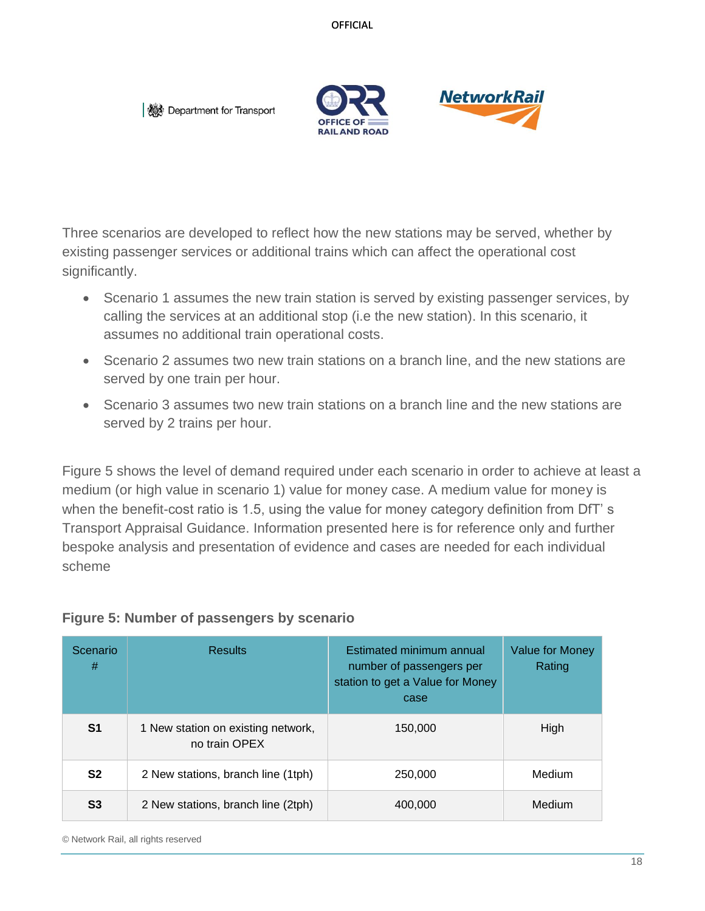Three scenarios are developed to reflect how the new stations may be served, whether by existing passenger services or additional trains which can affect the operational cost significantly.

- Scenario 1 assumes the new train station is served by existing passenger services, by calling the services at an additional stop (i.e the new station). In this scenario, it assumes no additional train operational costs.
- Scenario 2 assumes two new train stations on a branch line, and the new stations are served by one train per hour.
- Scenario 3 assumes two new train stations on a branch line and the new stations are served by 2 trains per hour.

Figure 5 shows the level of demand required under each scenario in order to achieve at least a medium (or high value in scenario 1) value for money case. A medium value for money is when the benefit-cost ratio is 1.5, using the value for money category definition from DfT' s Transport Appraisal Guidance. Information presented here is for reference only and further bespoke analysis and presentation of evidence and cases are needed for each individual scheme

**Figure 5: Number of passengers by scenario**

| Scenario # | Results | Estimated minimum annual number of passengers per station to get a Value for Money case | Value for Money Rating |
|---|---|---|---|
| **S1** | 1 New station on existing network, no train OPEX | 150,000 | High |
| **S2** | 2 New stations, branch line (1tph) | 250,000 | Medium |
| **S3** | 2 New stations, branch line (2tph) | 400,000 | Medium |

© Network Rail, all rights reserved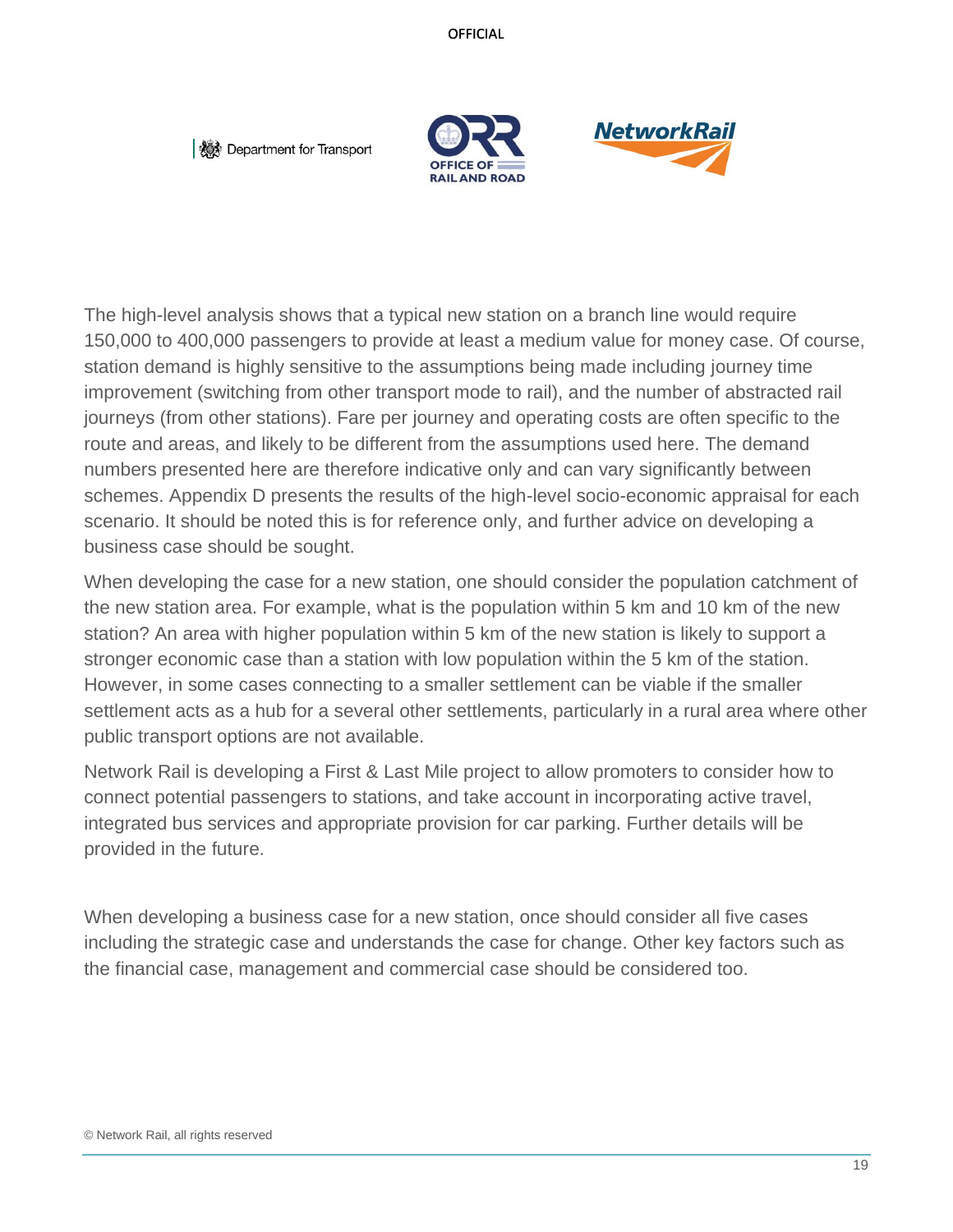The high-level analysis shows that a typical new station on a branch line would require 150,000 to 400,000 passengers to provide at least a medium value for money case. Of course, station demand is highly sensitive to the assumptions being made including journey time improvement (switching from other transport mode to rail), and the number of abstracted rail journeys (from other stations). Fare per journey and operating costs are often specific to the route and areas, and likely to be different from the assumptions used here. The demand numbers presented here are therefore indicative only and can vary significantly between schemes. Appendix D presents the results of the high-level socio-economic appraisal for each scenario. It should be noted this is for reference only, and further advice on developing a business case should be sought.

When developing the case for a new station, one should consider the population catchment of the new station area. For example, what is the population within 5 km and 10 km of the new station? An area with higher population within 5 km of the new station is likely to support a stronger economic case than a station with low population within the 5 km of the station. However, in some cases connecting to a smaller settlement can be viable if the smaller settlement acts as a hub for a several other settlements, particularly in a rural area where other public transport options are not available.

Network Rail is developing a First & Last Mile project to allow promoters to consider how to connect potential passengers to stations, and take account in incorporating active travel, integrated bus services and appropriate provision for car parking. Further details will be provided in the future.

When developing a business case for a new station, once should consider all five cases including the strategic case and understands the case for change. Other key factors such as the financial case, management and commercial case should be considered too.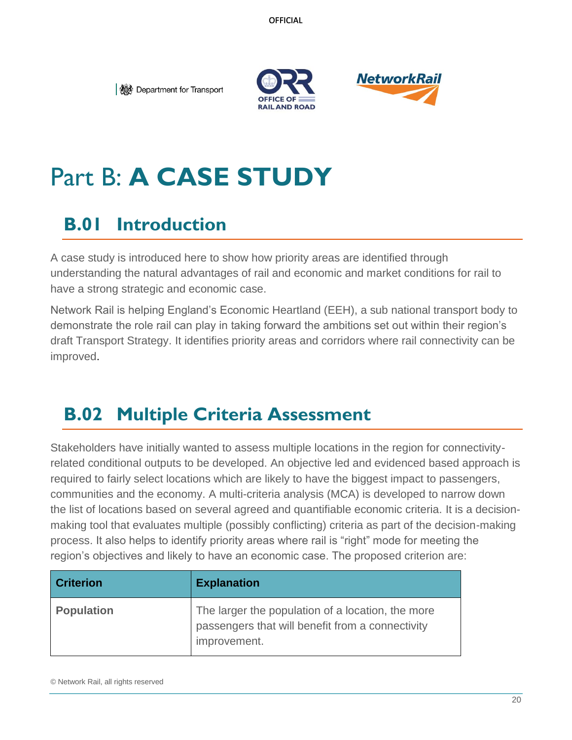# Part B: **A CASE STUDY**

## B.01 Introduction

A case study is introduced here to show how priority areas are identified through understanding the natural advantages of rail and economic and market conditions for rail to have a strong strategic and economic case.

Network Rail is helping England's Economic Heartland (EEH), a sub national transport body to demonstrate the role rail can play in taking forward the ambitions set out within their region's draft Transport Strategy. It identifies priority areas and corridors where rail connectivity can be improved.

## B.02 Multiple Criteria Assessment

Stakeholders have initially wanted to assess multiple locations in the region for connectivity-related conditional outputs to be developed. An objective led and evidenced based approach is required to fairly select locations which are likely to have the biggest impact to passengers, communities and the economy. A multi-criteria analysis (MCA) is developed to narrow down the list of locations based on several agreed and quantifiable economic criteria. It is a decision-making tool that evaluates multiple (possibly conflicting) criteria as part of the decision-making process. It also helps to identify priority areas where rail is "right" mode for meeting the region's objectives and likely to have an economic case. The proposed criterion are:

| Criterion | Explanation |
|---|---|
| **Population** | The larger the population of a location, the more passengers that will benefit from a connectivity improvement. |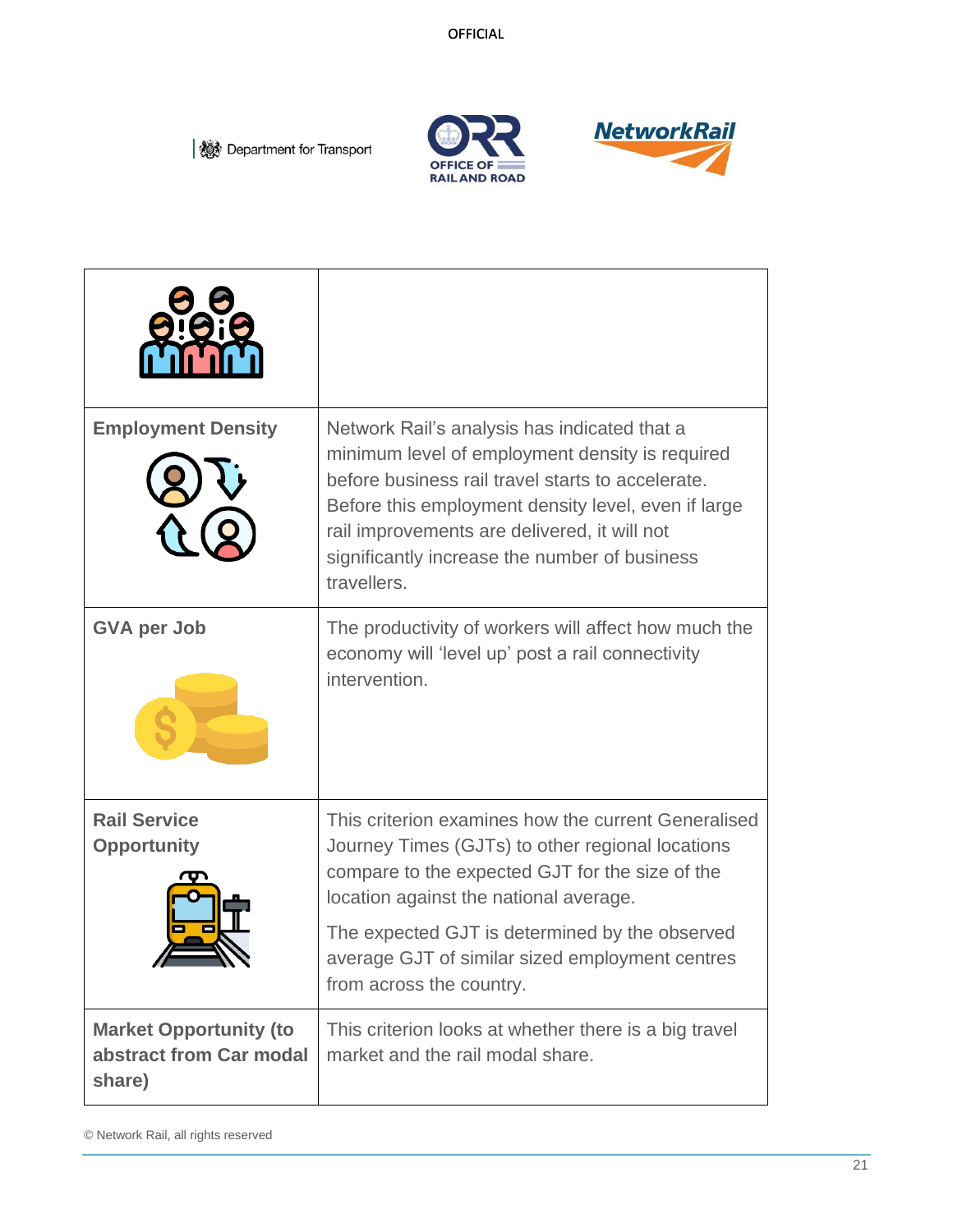| | |
|---|---|
| | |
| **Employment Density** | Network Rail's analysis has indicated that a minimum level of employment density is required before business rail travel starts to accelerate. Before this employment density level, even if large rail improvements are delivered, it will not significantly increase the number of business travellers. |
| **GVA per Job** | The productivity of workers will affect how much the economy will 'level up' post a rail connectivity intervention. |
| **Rail Service Opportunity** | This criterion examines how the current Generalised Journey Times (GJTs) to other regional locations compare to the expected GJT for the size of the location against the national average.<br><br>The expected GJT is determined by the observed average GJT of similar sized employment centres from across the country. |
| **Market Opportunity (to abstract from Car modal share)** | This criterion looks at whether there is a big travel market and the rail modal share. |

© Network Rail, all rights reserved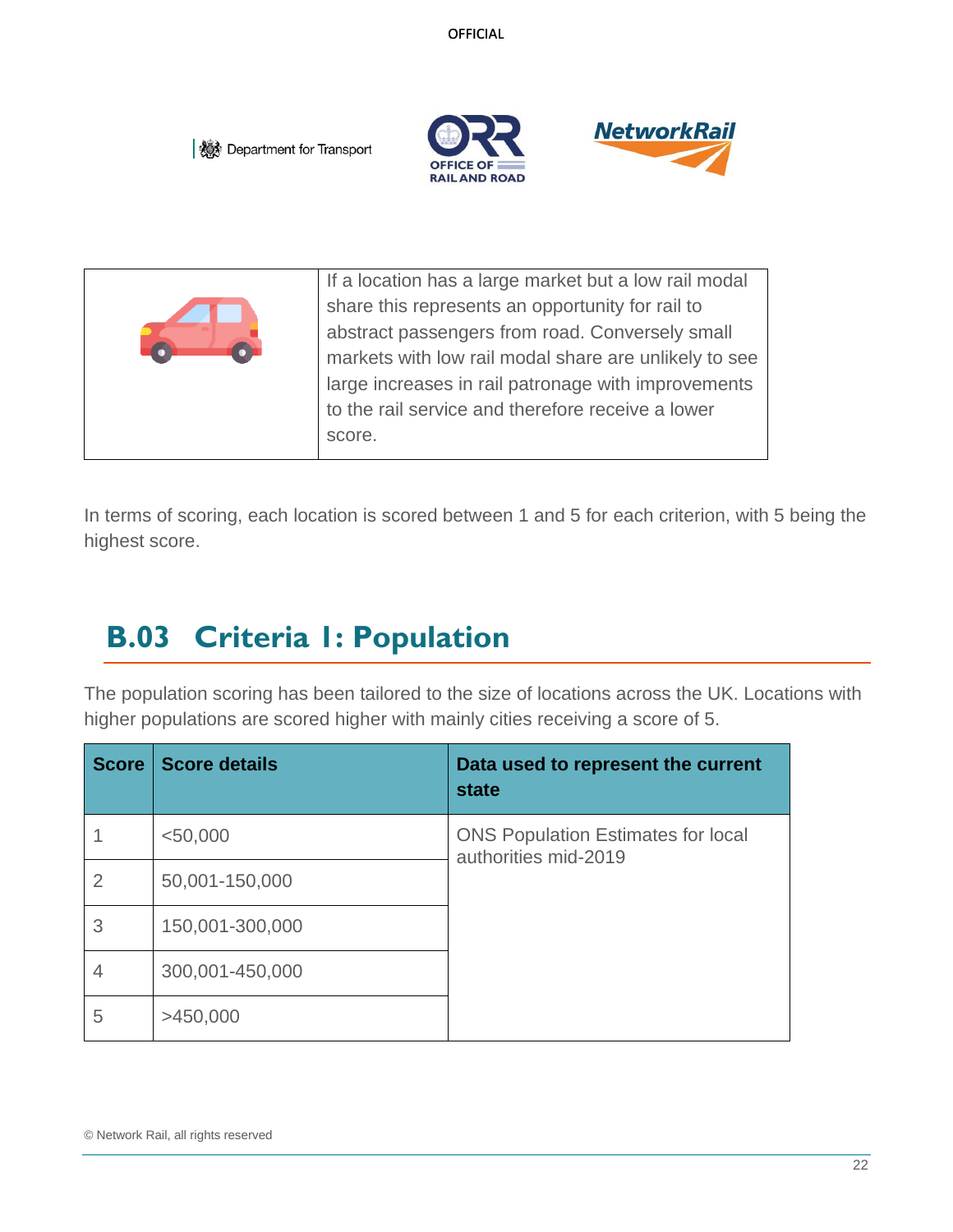| | If a location has a large market but a low rail modal share this represents an opportunity for rail to abstract passengers from road. Conversely small markets with low rail modal share are unlikely to see large increases in rail patronage with improvements to the rail service and therefore receive a lower score. |
|---|---|

In terms of scoring, each location is scored between 1 and 5 for each criterion, with 5 being the highest score.

## B.03 Criteria 1: Population

The population scoring has been tailored to the size of locations across the UK. Locations with higher populations are scored higher with mainly cities receiving a score of 5.

| Score | Score details | Data used to represent the current state |
|---|---|---|
| 1 | <50,000 | ONS Population Estimates for local authorities mid-2019 |
| 2 | 50,001-150,000 | |
| 3 | 150,001-300,000 | |
| 4 | 300,001-450,000 | |
| 5 | >450,000 | |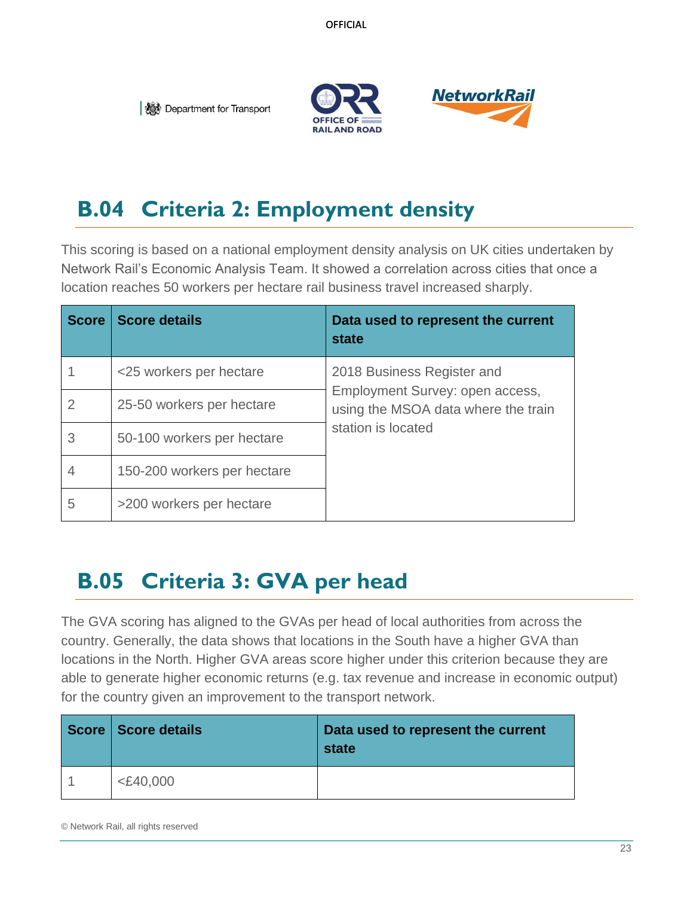## B.04 Criteria 2: Employment density

This scoring is based on a national employment density analysis on UK cities undertaken by Network Rail's Economic Analysis Team. It showed a correlation across cities that once a location reaches 50 workers per hectare rail business travel increased sharply.

| Score | Score details | Data used to represent the current state |
|---|---|---|
| 1 | <25 workers per hectare | 2018 Business Register and Employment Survey: open access, using the MSOA data where the train station is located |
| 2 | 25-50 workers per hectare | |
| 3 | 50-100 workers per hectare | |
| 4 | 150-200 workers per hectare | |
| 5 | >200 workers per hectare | |

## B.05 Criteria 3: GVA per head

The GVA scoring has aligned to the GVAs per head of local authorities from across the country. Generally, the data shows that locations in the South have a higher GVA than locations in the North. Higher GVA areas score higher under this criterion because they are able to generate higher economic returns (e.g. tax revenue and increase in economic output) for the country given an improvement to the transport network.

| Score | Score details | Data used to represent the current state |
|---|---|---|
| 1 | <£40,000 | |

© Network Rail, all rights reserved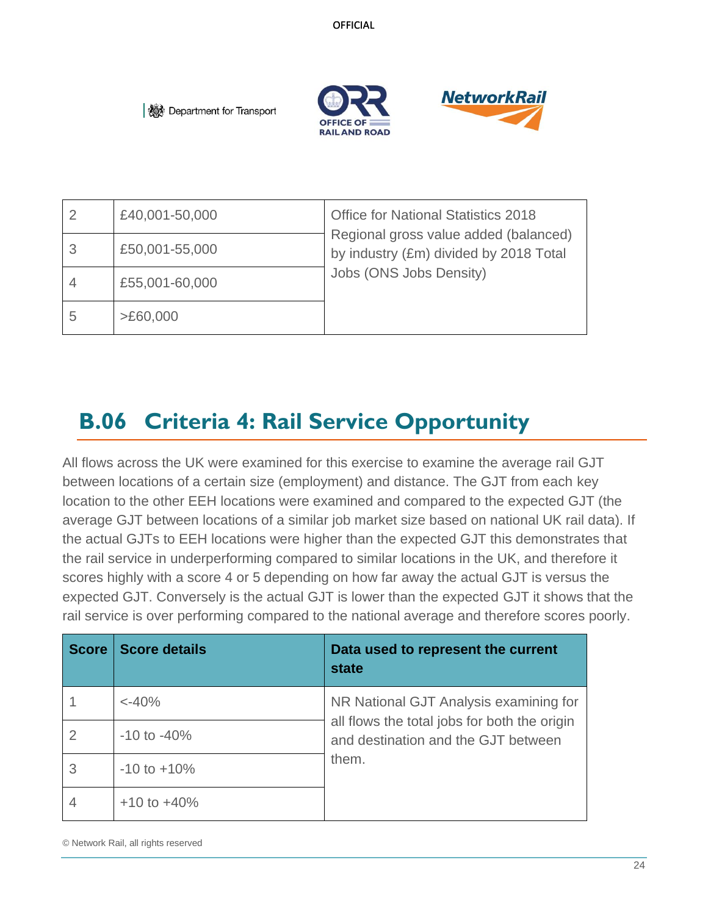| 2 | £40,001-50,000 | Office for National Statistics 2018 Regional gross value added (balanced) by industry (£m) divided by 2018 Total Jobs (ONS Jobs Density) |
|---|---|---|
| 3 | £50,001-55,000 | |
| 4 | £55,001-60,000 | |
| 5 | >£60,000 | |

## B.06 Criteria 4: Rail Service Opportunity

All flows across the UK were examined for this exercise to examine the average rail GJT between locations of a certain size (employment) and distance. The GJT from each key location to the other EEH locations were examined and compared to the expected GJT (the average GJT between locations of a similar job market size based on national UK rail data). If the actual GJTs to EEH locations were higher than the expected GJT this demonstrates that the rail service in underperforming compared to similar locations in the UK, and therefore it scores highly with a score 4 or 5 depending on how far away the actual GJT is versus the expected GJT. Conversely is the actual GJT is lower than the expected GJT it shows that the rail service is over performing compared to the national average and therefore scores poorly.

| Score | Score details | Data used to represent the current state |
|---|---|---|
| 1 | <-40% | NR National GJT Analysis examining for all flows the total jobs for both the origin and destination and the GJT between them. |
| 2 | -10 to -40% | |
| 3 | -10 to +10% | |
| 4 | +10 to +40% | |

© Network Rail, all rights reserved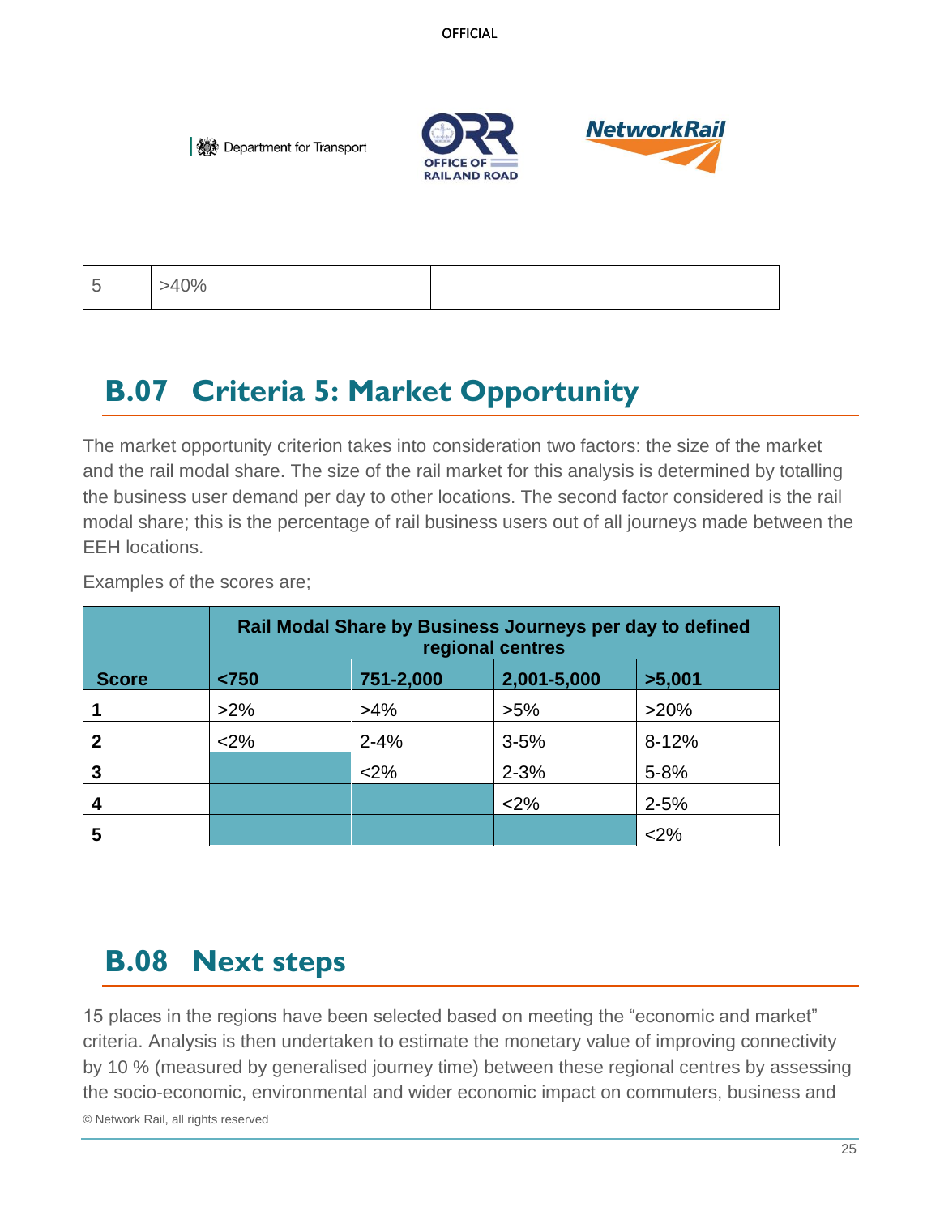| 5 | >40% | |
|---|---|---|

## B.07 Criteria 5: Market Opportunity

The market opportunity criterion takes into consideration two factors: the size of the market and the rail modal share. The size of the rail market for this analysis is determined by totalling the business user demand per day to other locations. The second factor considered is the rail modal share; this is the percentage of rail business users out of all journeys made between the EEH locations.

Examples of the scores are;

| | Rail Modal Share by Business Journeys per day to defined regional centres | | | |
|---|---|---|---|---|
| **Score** | **<750** | **751-2,000** | **2,001-5,000** | **>5,001** |
| **1** | >2% | >4% | >5% | >20% |
| **2** | <2% | 2-4% | 3-5% | 8-12% |
| **3** | | <2% | 2-3% | 5-8% |
| **4** | | | <2% | 2-5% |
| **5** | | | | <2% |

## B.08 Next steps

15 places in the regions have been selected based on meeting the "economic and market" criteria. Analysis is then undertaken to estimate the monetary value of improving connectivity by 10 % (measured by generalised journey time) between these regional centres by assessing the socio-economic, environmental and wider economic impact on commuters, business and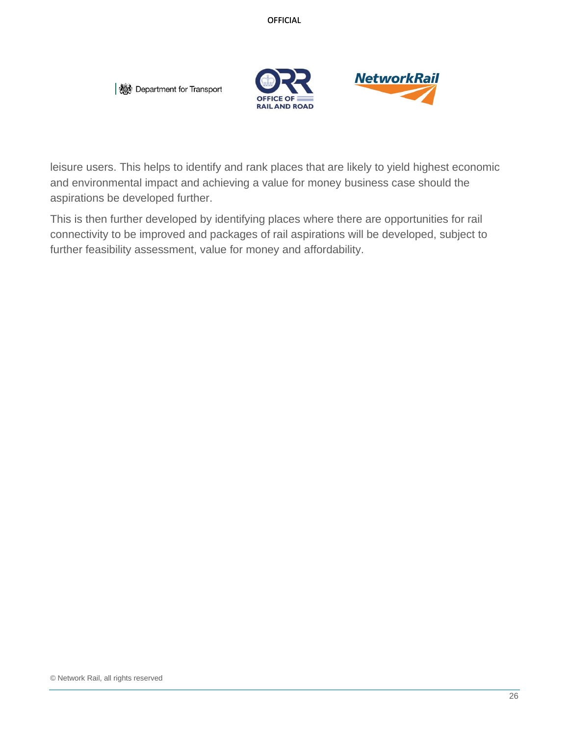leisure users. This helps to identify and rank places that are likely to yield highest economic and environmental impact and achieving a value for money business case should the aspirations be developed further.

This is then further developed by identifying places where there are opportunities for rail connectivity to be improved and packages of rail aspirations will be developed, subject to further feasibility assessment, value for money and affordability.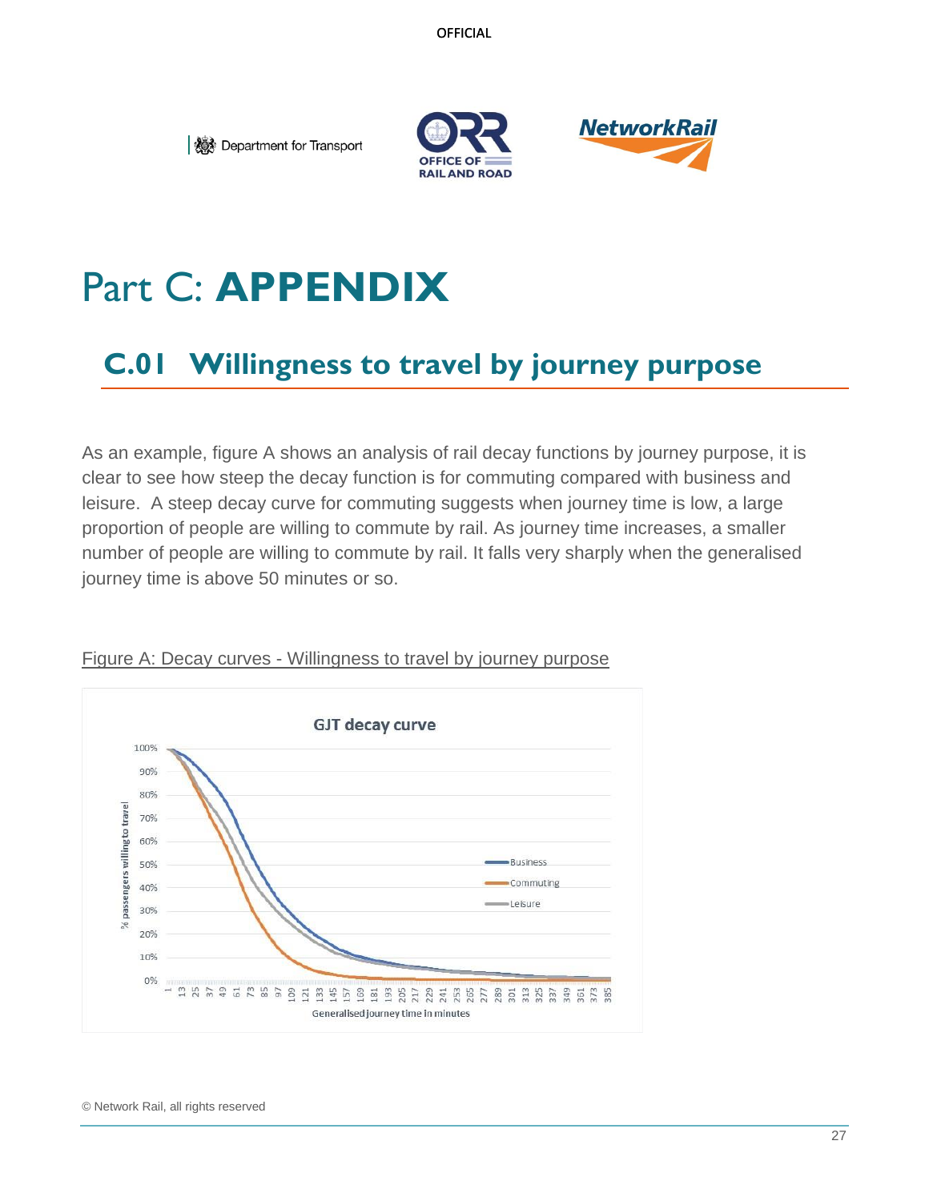# Part C: **APPENDIX**

## C.01 Willingness to travel by journey purpose

As an example, figure A shows an analysis of rail decay functions by journey purpose, it is clear to see how steep the decay function is for commuting compared with business and leisure. A steep decay curve for commuting suggests when journey time is low, a large proportion of people are willing to commute by rail. As journey time increases, a smaller number of people are willing to commute by rail. It falls very sharply when the generalised journey time is above 50 minutes or so.

Figure A: Decay curves - Willingness to travel by journey purpose

© Network Rail, all rights reserved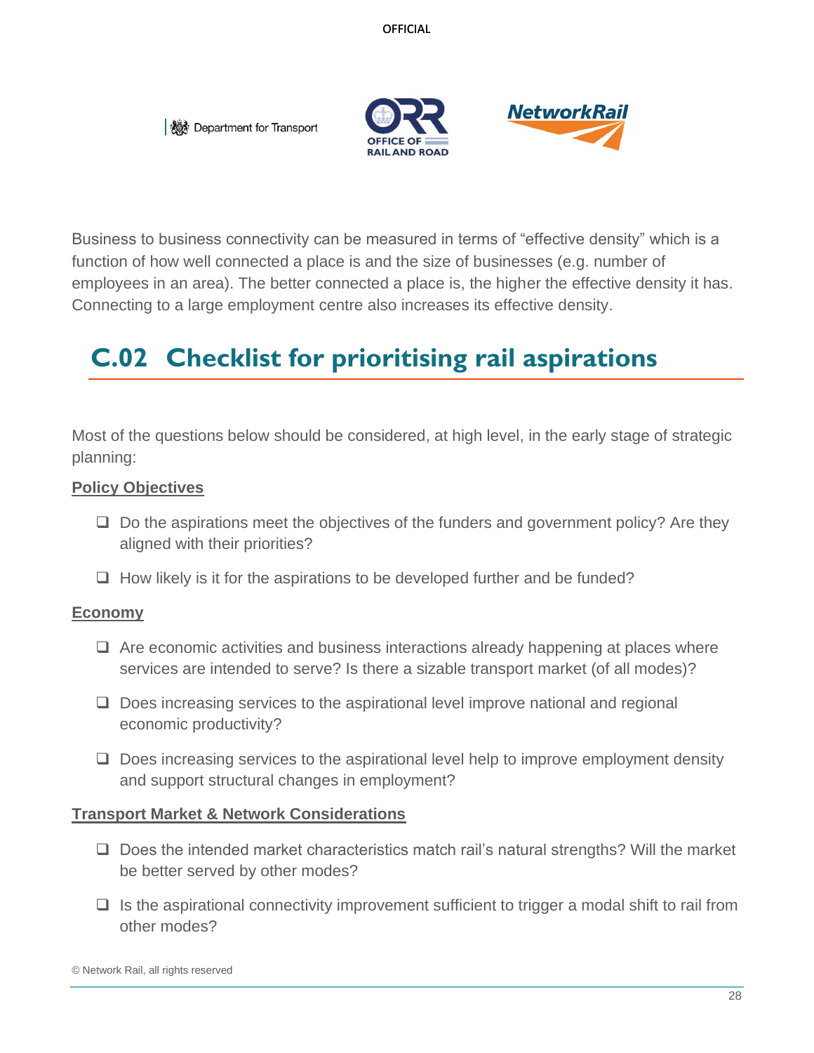Business to business connectivity can be measured in terms of “effective density” which is a function of how well connected a place is and the size of businesses (e.g. number of employees in an area). The better connected a place is, the higher the effective density it has. Connecting to a large employment centre also increases its effective density.

## C.02 Checklist for prioritising rail aspirations

Most of the questions below should be considered, at high level, in the early stage of strategic planning:

**Policy Objectives**

- ❑ Do the aspirations meet the objectives of the funders and government policy? Are they aligned with their priorities?
- ❑ How likely is it for the aspirations to be developed further and be funded?

**Economy**

- ❑ Are economic activities and business interactions already happening at places where services are intended to serve? Is there a sizable transport market (of all modes)?
- ❑ Does increasing services to the aspirational level improve national and regional economic productivity?
- ❑ Does increasing services to the aspirational level help to improve employment density and support structural changes in employment?

**Transport Market & Network Considerations**

- ❑ Does the intended market characteristics match rail’s natural strengths? Will the market be better served by other modes?
- ❑ Is the aspirational connectivity improvement sufficient to trigger a modal shift to rail from other modes?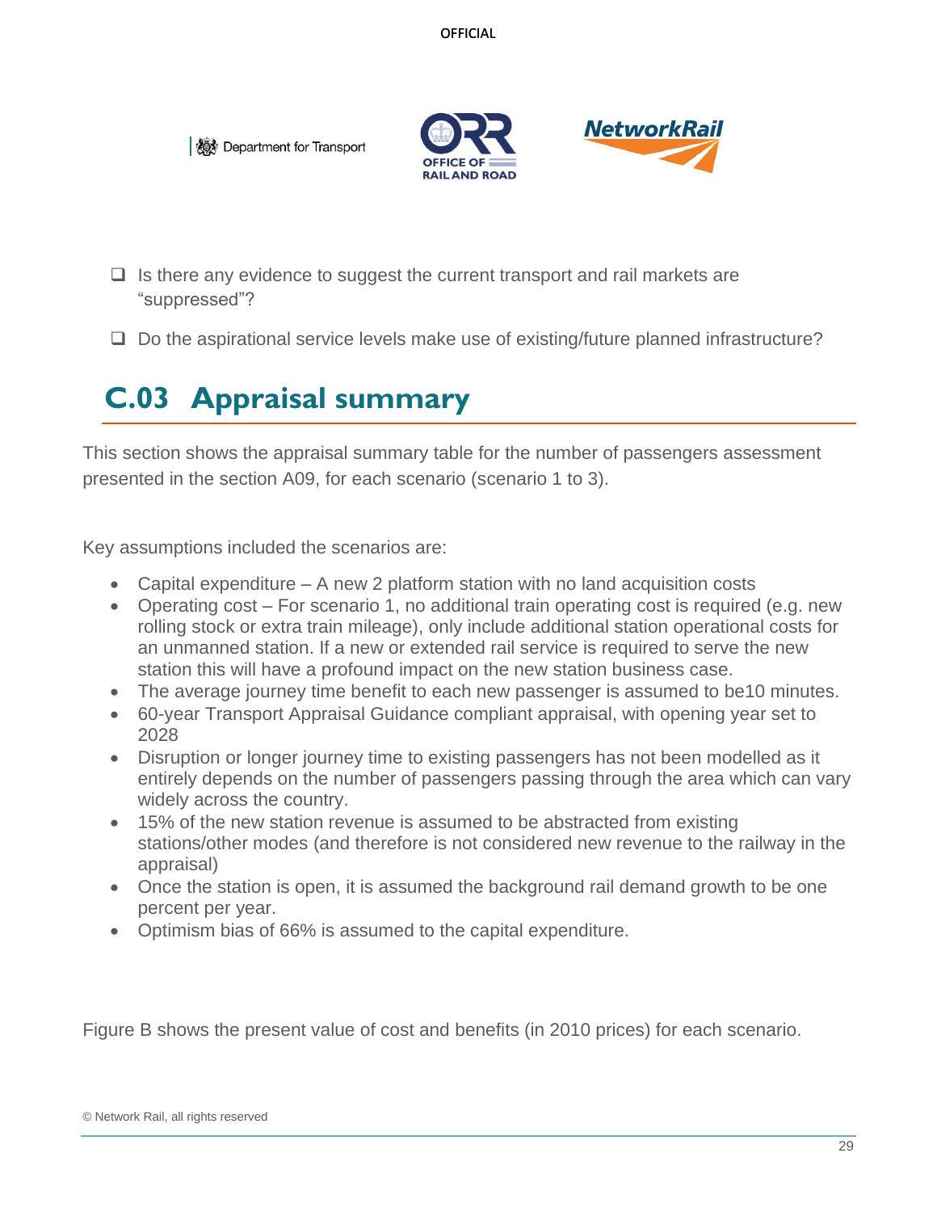- ❑ Is there any evidence to suggest the current transport and rail markets are "suppressed"?
- ❑ Do the aspirational service levels make use of existing/future planned infrastructure?

## C.03 Appraisal summary

This section shows the appraisal summary table for the number of passengers assessment presented in the section A09, for each scenario (scenario 1 to 3).

Key assumptions included the scenarios are:

- Capital expenditure – A new 2 platform station with no land acquisition costs
- Operating cost – For scenario 1, no additional train operating cost is required (e.g. new rolling stock or extra train mileage), only include additional station operational costs for an unmanned station. If a new or extended rail service is required to serve the new station this will have a profound impact on the new station business case.
- The average journey time benefit to each new passenger is assumed to be10 minutes.
- 60-year Transport Appraisal Guidance compliant appraisal, with opening year set to 2028
- Disruption or longer journey time to existing passengers has not been modelled as it entirely depends on the number of passengers passing through the area which can vary widely across the country.
- 15% of the new station revenue is assumed to be abstracted from existing stations/other modes (and therefore is not considered new revenue to the railway in the appraisal)
- Once the station is open, it is assumed the background rail demand growth to be one percent per year.
- Optimism bias of 66% is assumed to the capital expenditure.

Figure B shows the present value of cost and benefits (in 2010 prices) for each scenario.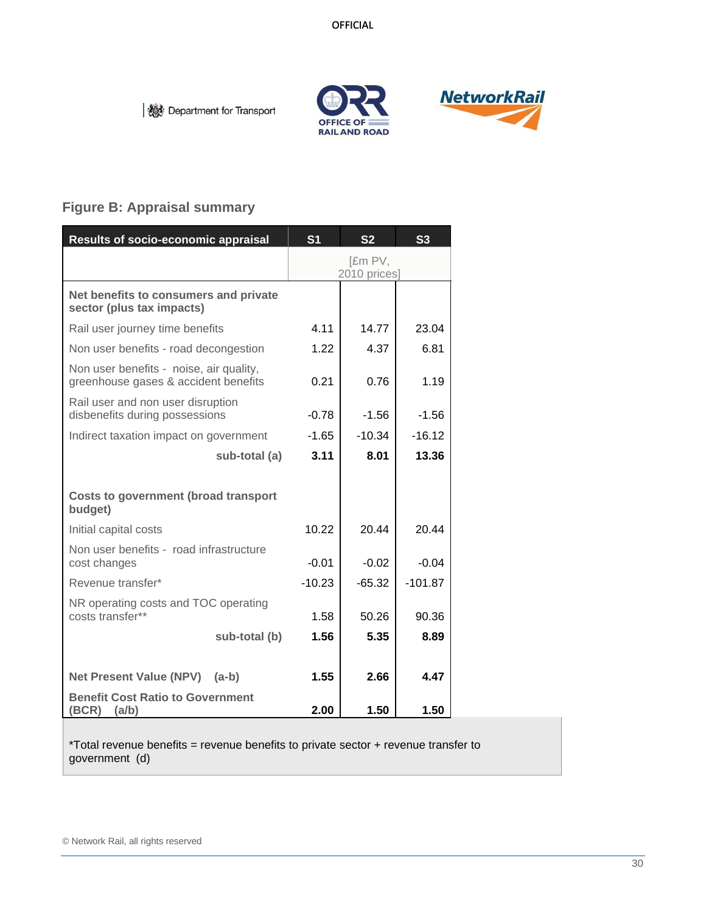## Figure B: Appraisal summary

| Results of socio-economic appraisal | S1 | S2 | S3 |
|---|---|---|---|
| | [£m PV, 2010 prices] | | |
| **Net benefits to consumers and private sector (plus tax impacts)** | | | |
| Rail user journey time benefits | 4.11 | 14.77 | 23.04 |
| Non user benefits - road decongestion | 1.22 | 4.37 | 6.81 |
| Non user benefits - noise, air quality, greenhouse gases & accident benefits | 0.21 | 0.76 | 1.19 |
| Rail user and non user disruption disbenefits during possessions | -0.78 | -1.56 | -1.56 |
| Indirect taxation impact on government | -1.65 | -10.34 | -16.12 |
| **sub-total (a)** | **3.11** | **8.01** | **13.36** |
| **Costs to government (broad transport budget)** | | | |
| Initial capital costs | 10.22 | 20.44 | 20.44 |
| Non user benefits - road infrastructure cost changes | -0.01 | -0.02 | -0.04 |
| Revenue transfer* | -10.23 | -65.32 | -101.87 |
| NR operating costs and TOC operating costs transfer** | 1.58 | 50.26 | 90.36 |
| **sub-total (b)** | **1.56** | **5.35** | **8.89** |
| **Net Present Value (NPV) (a-b)** | **1.55** | **2.66** | **4.47** |
| **Benefit Cost Ratio to Government (BCR) (a/b)** | **2.00** | **1.50** | **1.50** |

*Total revenue benefits = revenue benefits to private sector + revenue transfer to government (d)

© Network Rail, all rights reserved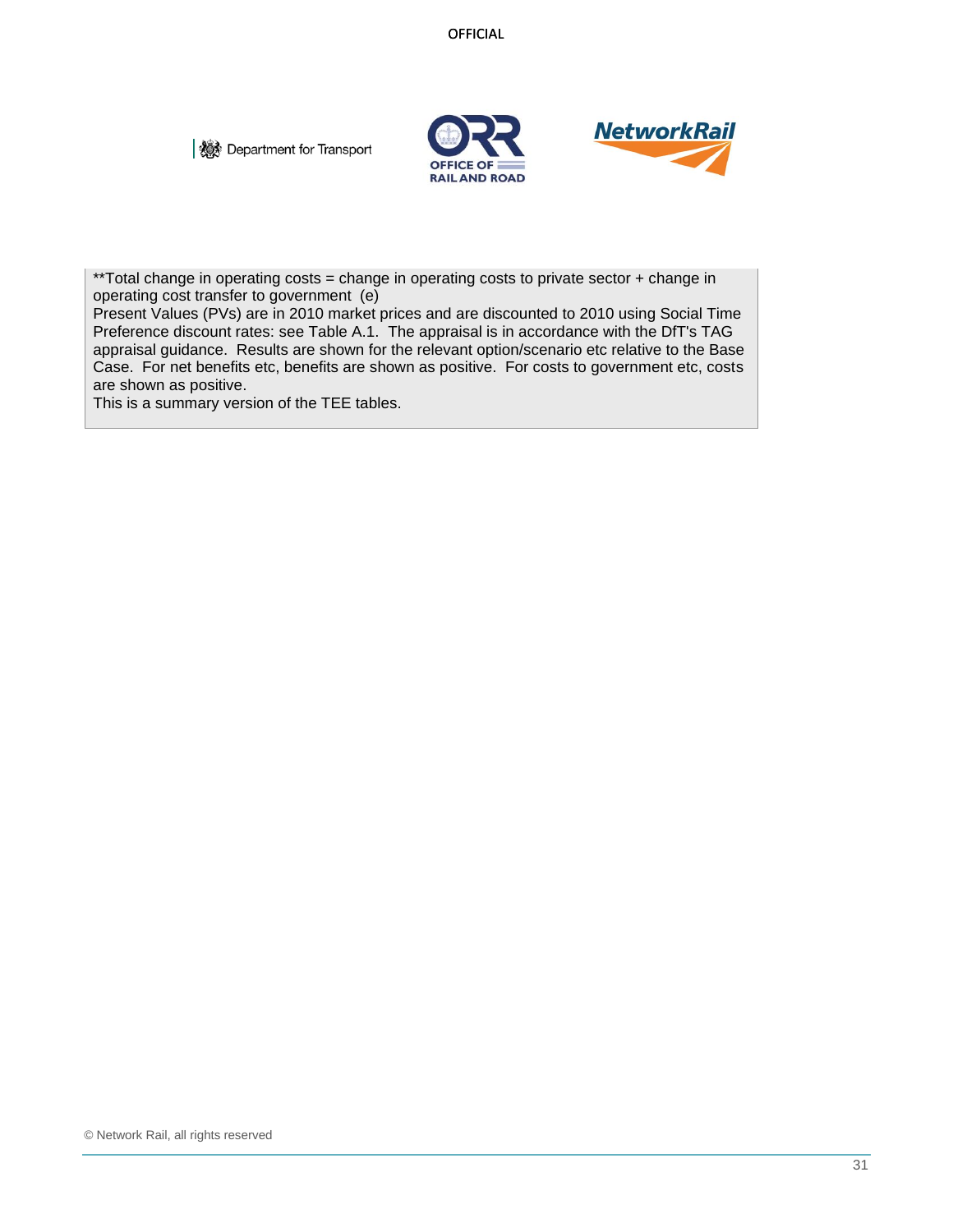**Total change in operating costs = change in operating costs to private sector + change in operating cost transfer to government (e)

Present Values (PVs) are in 2010 market prices and are discounted to 2010 using Social Time Preference discount rates: see Table A.1. The appraisal is in accordance with the DfT's TAG appraisal guidance. Results are shown for the relevant option/scenario etc relative to the Base Case. For net benefits etc, benefits are shown as positive. For costs to government etc, costs are shown as positive.

This is a summary version of the TEE tables.